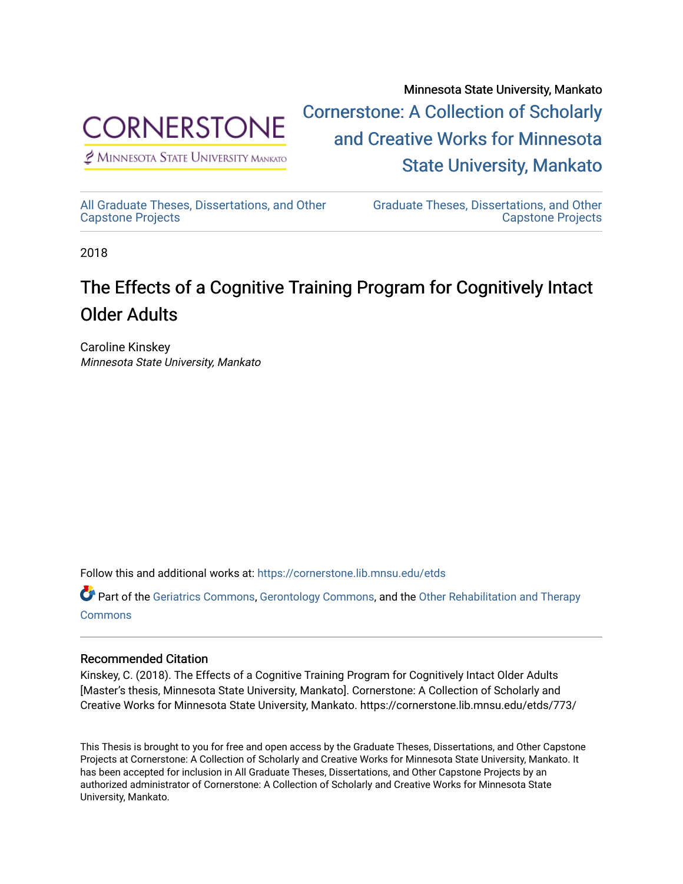Minnesota State University, Mankato

Cornerstone: A Collection of Scholarly and Creative Works for Minnesota State University, Mankato

All Graduate Theses, Dissertations, and Other Capstone Projects

Graduate Theses, Dissertations, and Other Capstone Projects

2018

# The Effects of a Cognitive Training Program for Cognitively Intact Older Adults

Caroline Kinskey
*Minnesota State University, Mankato*

Follow this and additional works at: https://cornerstone.lib.mnsu.edu/etds

Part of the Geriatrics Commons, Gerontology Commons, and the Other Rehabilitation and Therapy Commons

## Recommended Citation

Kinskey, C. (2018). The Effects of a Cognitive Training Program for Cognitively Intact Older Adults [Master's thesis, Minnesota State University, Mankato]. Cornerstone: A Collection of Scholarly and Creative Works for Minnesota State University, Mankato. https://cornerstone.lib.mnsu.edu/etds/773/

This Thesis is brought to you for free and open access by the Graduate Theses, Dissertations, and Other Capstone Projects at Cornerstone: A Collection of Scholarly and Creative Works for Minnesota State University, Mankato. It has been accepted for inclusion in All Graduate Theses, Dissertations, and Other Capstone Projects by an authorized administrator of Cornerstone: A Collection of Scholarly and Creative Works for Minnesota State University, Mankato.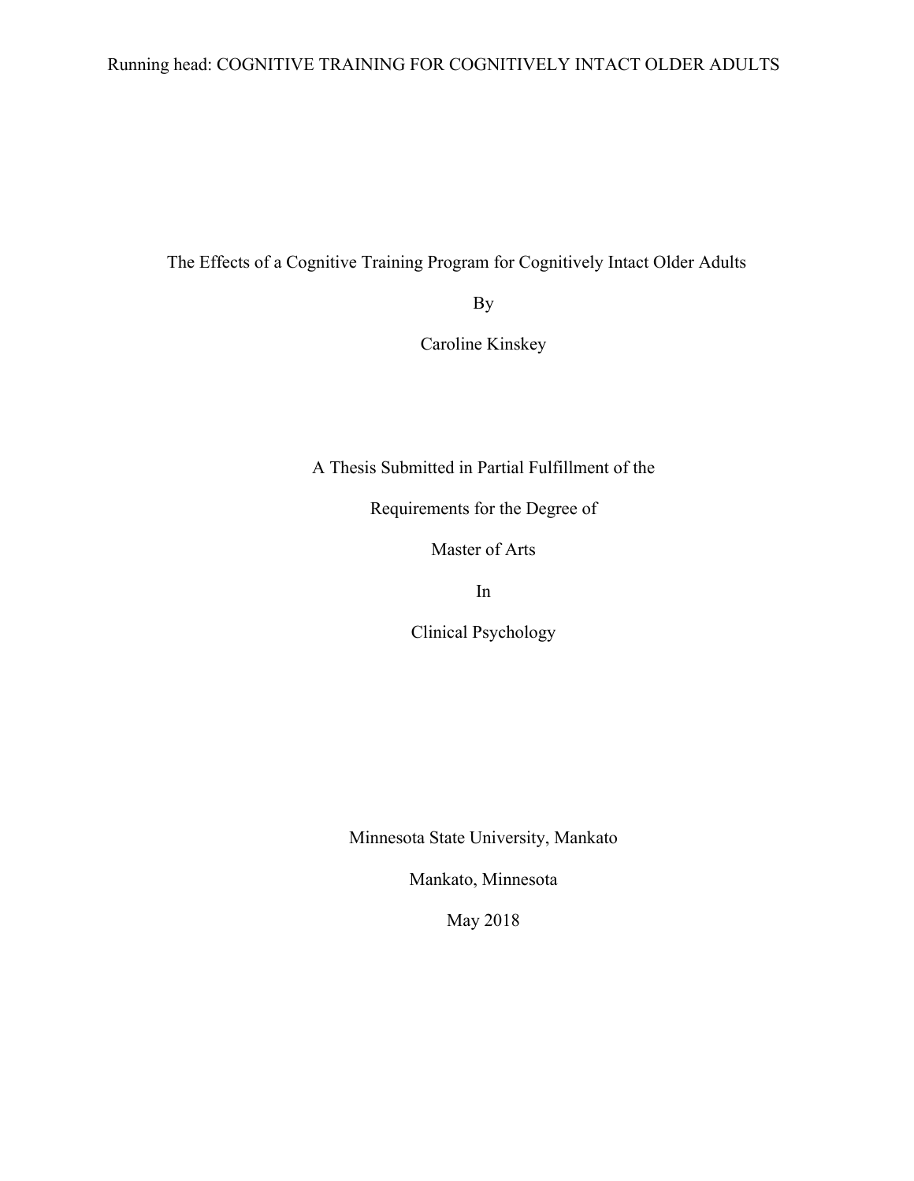# The Effects of a Cognitive Training Program for Cognitively Intact Older Adults

By

Caroline Kinskey

A Thesis Submitted in Partial Fulfillment of the

Requirements for the Degree of

Master of Arts

In

Clinical Psychology

Minnesota State University, Mankato

Mankato, Minnesota

May 2018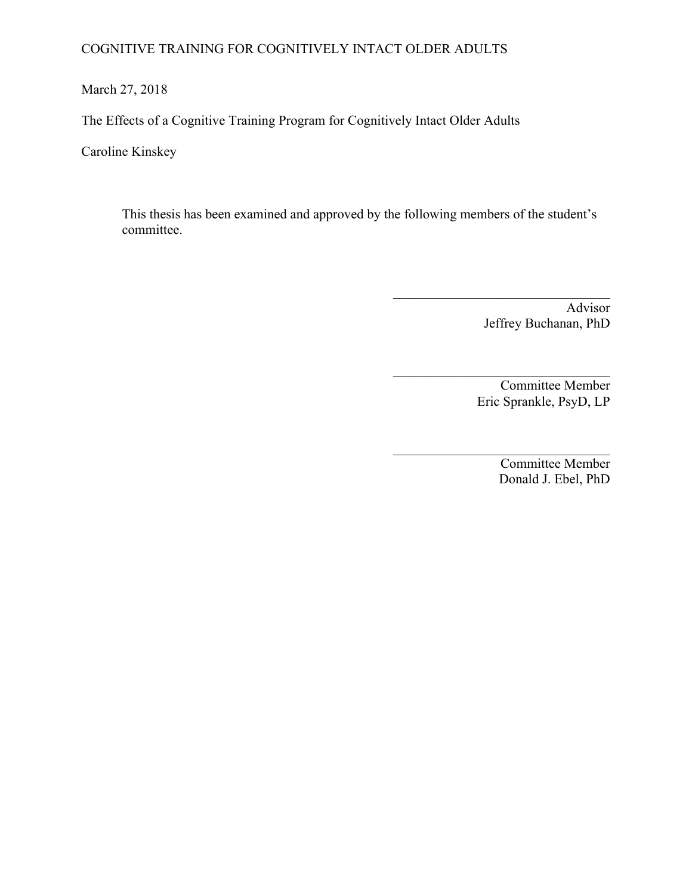March 27, 2018

The Effects of a Cognitive Training Program for Cognitively Intact Older Adults

Caroline Kinskey

This thesis has been examined and approved by the following members of the student's committee.

\_\_\_\_\_\_\_\_\_\_\_\_\_\_\_\_\_\_\_\_\_\_\_\_\_\_\_\_\_\_\_\_

Advisor
Jeffrey Buchanan, PhD

\_\_\_\_\_\_\_\_\_\_\_\_\_\_\_\_\_\_\_\_\_\_\_\_\_\_\_\_\_\_\_\_

Committee Member
Eric Sprankle, PsyD, LP

\_\_\_\_\_\_\_\_\_\_\_\_\_\_\_\_\_\_\_\_\_\_\_\_\_\_\_\_\_\_\_\_

Committee Member
Donald J. Ebel, PhD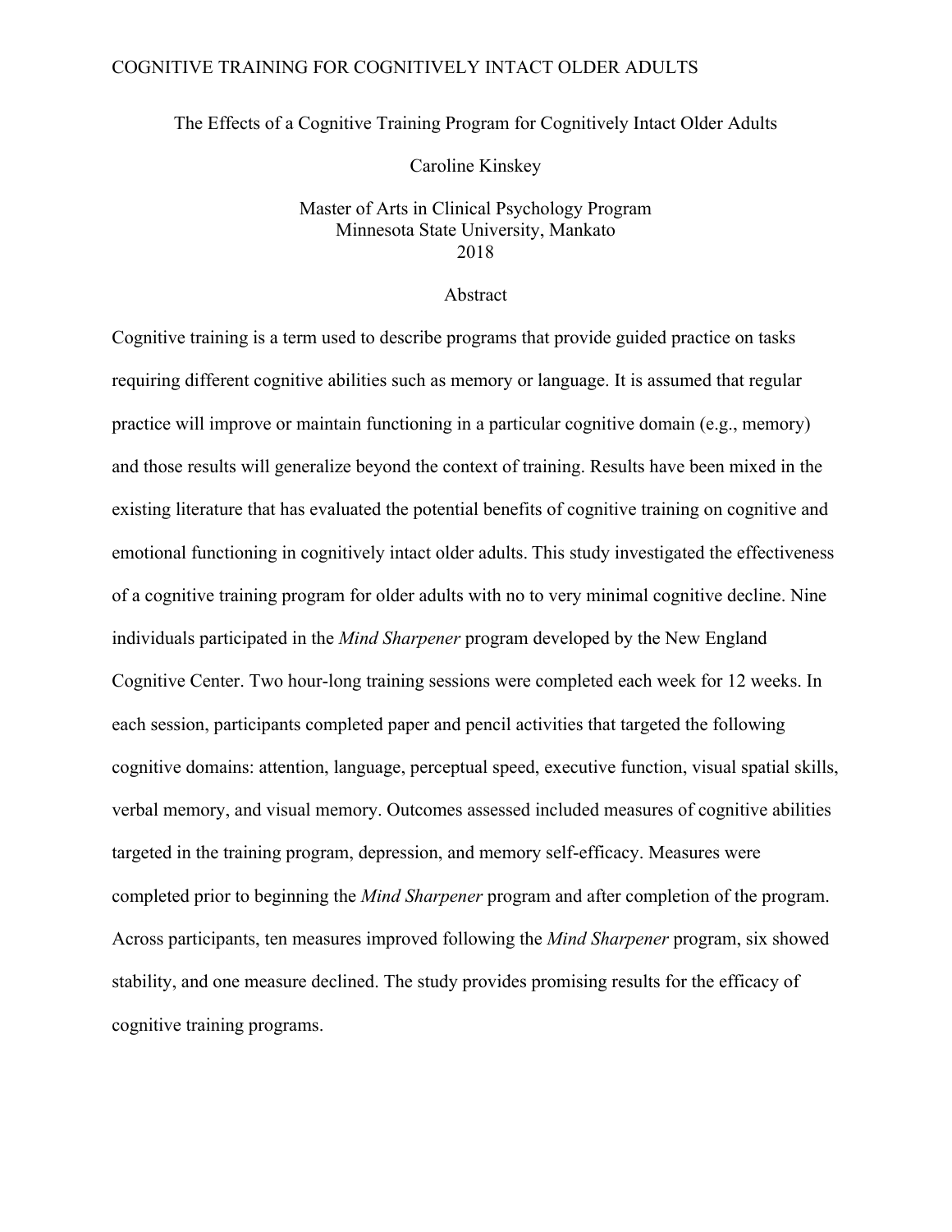The Effects of a Cognitive Training Program for Cognitively Intact Older Adults

Caroline Kinskey

Master of Arts in Clinical Psychology Program
Minnesota State University, Mankato
2018

## Abstract

Cognitive training is a term used to describe programs that provide guided practice on tasks requiring different cognitive abilities such as memory or language. It is assumed that regular practice will improve or maintain functioning in a particular cognitive domain (e.g., memory) and those results will generalize beyond the context of training. Results have been mixed in the existing literature that has evaluated the potential benefits of cognitive training on cognitive and emotional functioning in cognitively intact older adults. This study investigated the effectiveness of a cognitive training program for older adults with no to very minimal cognitive decline. Nine individuals participated in the *Mind Sharpener* program developed by the New England Cognitive Center. Two hour-long training sessions were completed each week for 12 weeks. In each session, participants completed paper and pencil activities that targeted the following cognitive domains: attention, language, perceptual speed, executive function, visual spatial skills, verbal memory, and visual memory. Outcomes assessed included measures of cognitive abilities targeted in the training program, depression, and memory self-efficacy. Measures were completed prior to beginning the *Mind Sharpener* program and after completion of the program. Across participants, ten measures improved following the *Mind Sharpener* program, six showed stability, and one measure declined. The study provides promising results for the efficacy of cognitive training programs.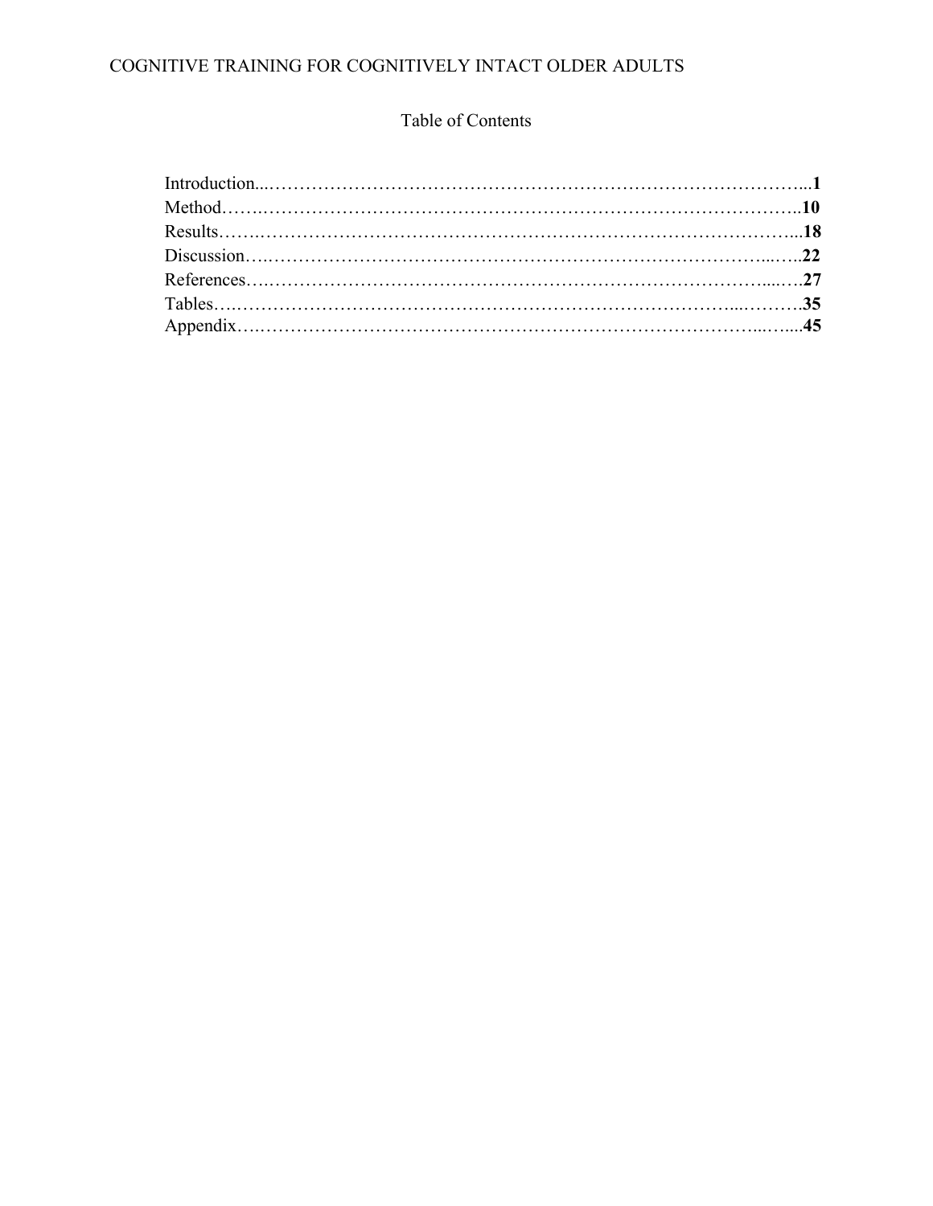# Table of Contents

| Section | Page |
|---|---|
| Introduction | **1** |
| Method | **10** |
| Results | **18** |
| Discussion | **22** |
| References | **27** |
| Tables | **35** |
| Appendix | **45** |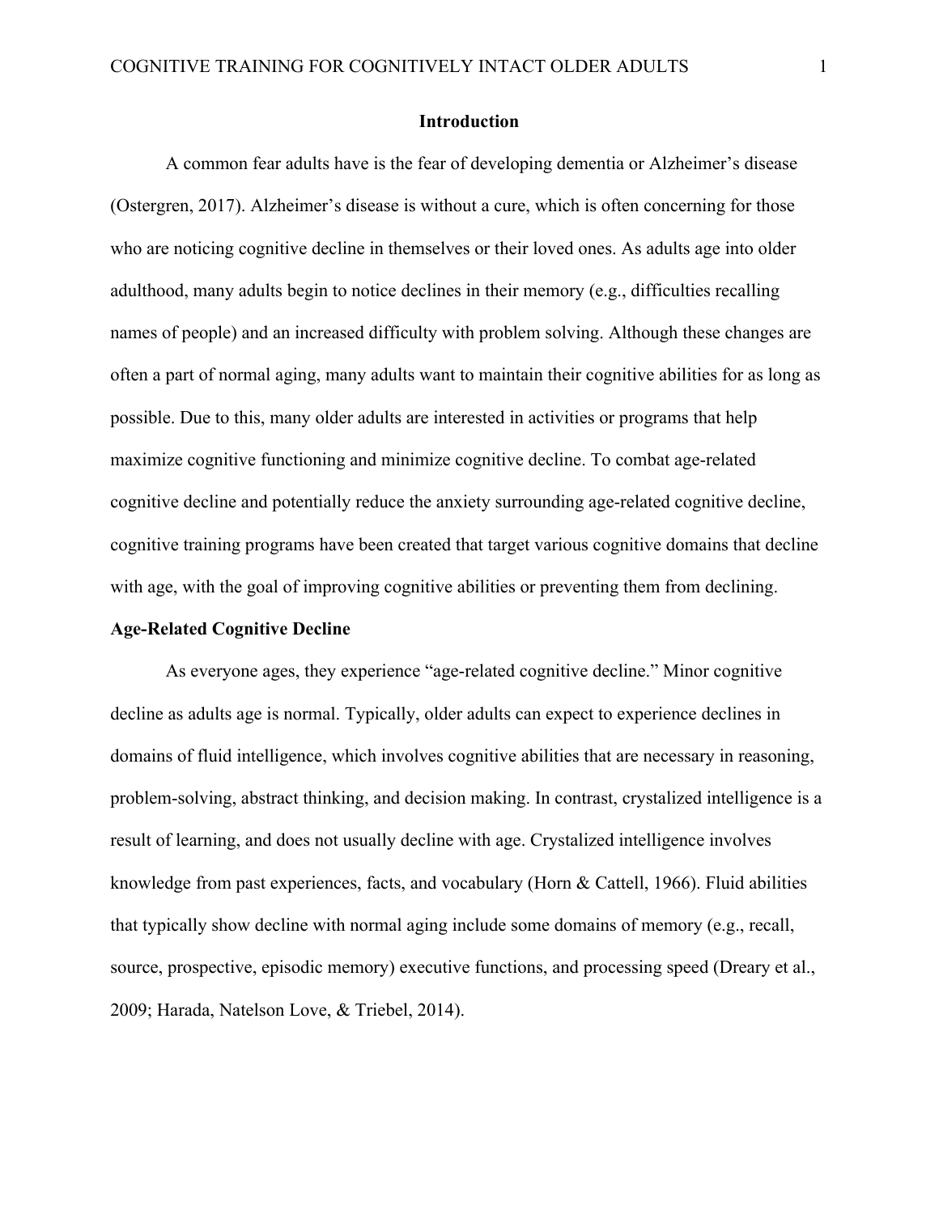# Introduction

A common fear adults have is the fear of developing dementia or Alzheimer's disease (Ostergren, 2017). Alzheimer's disease is without a cure, which is often concerning for those who are noticing cognitive decline in themselves or their loved ones. As adults age into older adulthood, many adults begin to notice declines in their memory (e.g., difficulties recalling names of people) and an increased difficulty with problem solving. Although these changes are often a part of normal aging, many adults want to maintain their cognitive abilities for as long as possible. Due to this, many older adults are interested in activities or programs that help maximize cognitive functioning and minimize cognitive decline. To combat age-related cognitive decline and potentially reduce the anxiety surrounding age-related cognitive decline, cognitive training programs have been created that target various cognitive domains that decline with age, with the goal of improving cognitive abilities or preventing them from declining.

## Age-Related Cognitive Decline

As everyone ages, they experience "age-related cognitive decline." Minor cognitive decline as adults age is normal. Typically, older adults can expect to experience declines in domains of fluid intelligence, which involves cognitive abilities that are necessary in reasoning, problem-solving, abstract thinking, and decision making. In contrast, crystalized intelligence is a result of learning, and does not usually decline with age. Crystalized intelligence involves knowledge from past experiences, facts, and vocabulary (Horn & Cattell, 1966). Fluid abilities that typically show decline with normal aging include some domains of memory (e.g., recall, source, prospective, episodic memory) executive functions, and processing speed (Dreary et al., 2009; Harada, Natelson Love, & Triebel, 2014).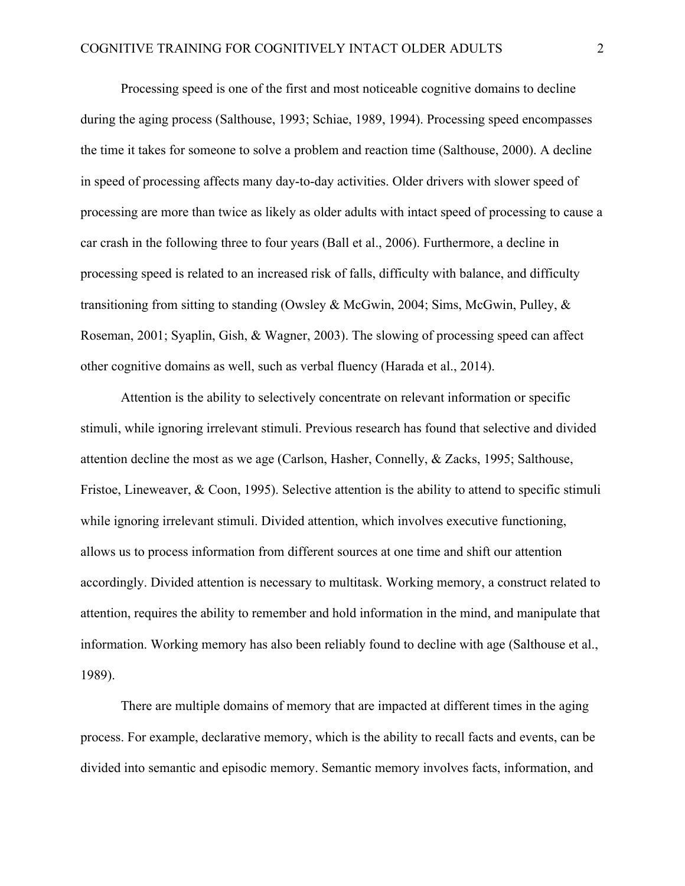Processing speed is one of the first and most noticeable cognitive domains to decline during the aging process (Salthouse, 1993; Schiae, 1989, 1994). Processing speed encompasses the time it takes for someone to solve a problem and reaction time (Salthouse, 2000). A decline in speed of processing affects many day-to-day activities. Older drivers with slower speed of processing are more than twice as likely as older adults with intact speed of processing to cause a car crash in the following three to four years (Ball et al., 2006). Furthermore, a decline in processing speed is related to an increased risk of falls, difficulty with balance, and difficulty transitioning from sitting to standing (Owsley & McGwin, 2004; Sims, McGwin, Pulley, & Roseman, 2001; Syaplin, Gish, & Wagner, 2003). The slowing of processing speed can affect other cognitive domains as well, such as verbal fluency (Harada et al., 2014).

Attention is the ability to selectively concentrate on relevant information or specific stimuli, while ignoring irrelevant stimuli. Previous research has found that selective and divided attention decline the most as we age (Carlson, Hasher, Connelly, & Zacks, 1995; Salthouse, Fristoe, Lineweaver, & Coon, 1995). Selective attention is the ability to attend to specific stimuli while ignoring irrelevant stimuli. Divided attention, which involves executive functioning, allows us to process information from different sources at one time and shift our attention accordingly. Divided attention is necessary to multitask. Working memory, a construct related to attention, requires the ability to remember and hold information in the mind, and manipulate that information. Working memory has also been reliably found to decline with age (Salthouse et al., 1989).

There are multiple domains of memory that are impacted at different times in the aging process. For example, declarative memory, which is the ability to recall facts and events, can be divided into semantic and episodic memory. Semantic memory involves facts, information, and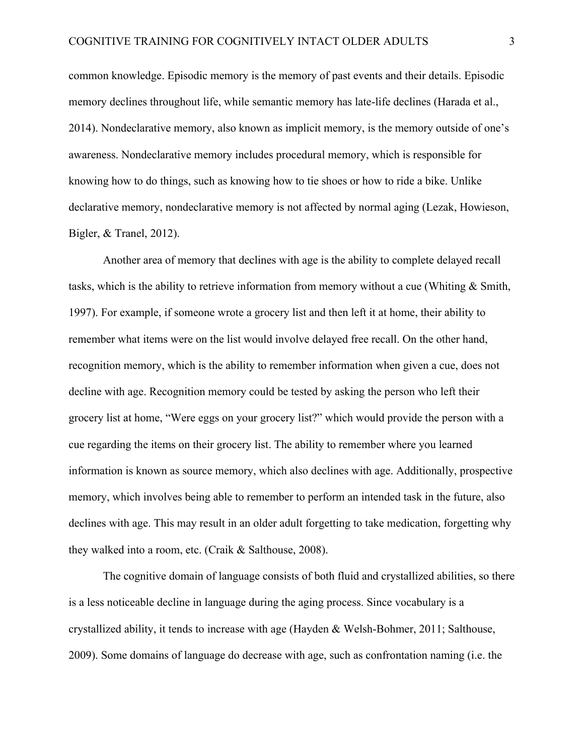common knowledge. Episodic memory is the memory of past events and their details. Episodic memory declines throughout life, while semantic memory has late-life declines (Harada et al., 2014). Nondeclarative memory, also known as implicit memory, is the memory outside of one's awareness. Nondeclarative memory includes procedural memory, which is responsible for knowing how to do things, such as knowing how to tie shoes or how to ride a bike. Unlike declarative memory, nondeclarative memory is not affected by normal aging (Lezak, Howieson, Bigler, & Tranel, 2012).

Another area of memory that declines with age is the ability to complete delayed recall tasks, which is the ability to retrieve information from memory without a cue (Whiting & Smith, 1997). For example, if someone wrote a grocery list and then left it at home, their ability to remember what items were on the list would involve delayed free recall. On the other hand, recognition memory, which is the ability to remember information when given a cue, does not decline with age. Recognition memory could be tested by asking the person who left their grocery list at home, "Were eggs on your grocery list?" which would provide the person with a cue regarding the items on their grocery list. The ability to remember where you learned information is known as source memory, which also declines with age. Additionally, prospective memory, which involves being able to remember to perform an intended task in the future, also declines with age. This may result in an older adult forgetting to take medication, forgetting why they walked into a room, etc. (Craik & Salthouse, 2008).

The cognitive domain of language consists of both fluid and crystallized abilities, so there is a less noticeable decline in language during the aging process. Since vocabulary is a crystallized ability, it tends to increase with age (Hayden & Welsh-Bohmer, 2011; Salthouse, 2009). Some domains of language do decrease with age, such as confrontation naming (i.e. the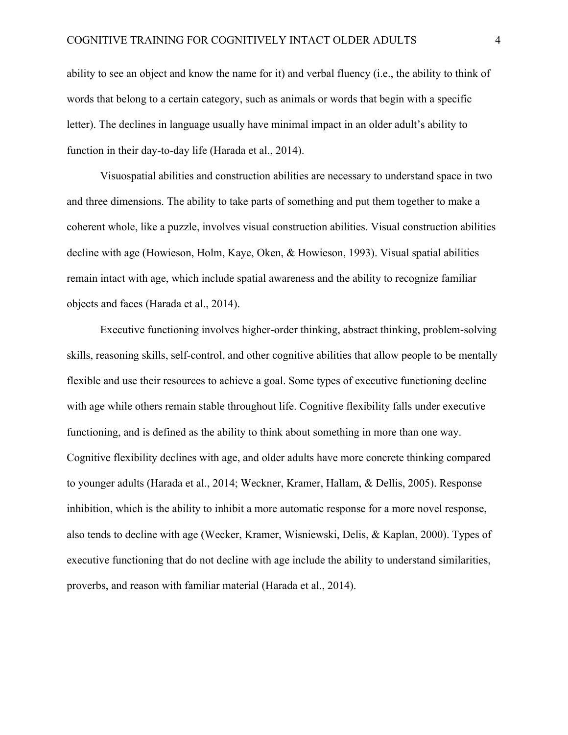ability to see an object and know the name for it) and verbal fluency (i.e., the ability to think of words that belong to a certain category, such as animals or words that begin with a specific letter). The declines in language usually have minimal impact in an older adult's ability to function in their day-to-day life (Harada et al., 2014).

Visuospatial abilities and construction abilities are necessary to understand space in two and three dimensions. The ability to take parts of something and put them together to make a coherent whole, like a puzzle, involves visual construction abilities. Visual construction abilities decline with age (Howieson, Holm, Kaye, Oken, & Howieson, 1993). Visual spatial abilities remain intact with age, which include spatial awareness and the ability to recognize familiar objects and faces (Harada et al., 2014).

Executive functioning involves higher-order thinking, abstract thinking, problem-solving skills, reasoning skills, self-control, and other cognitive abilities that allow people to be mentally flexible and use their resources to achieve a goal. Some types of executive functioning decline with age while others remain stable throughout life. Cognitive flexibility falls under executive functioning, and is defined as the ability to think about something in more than one way. Cognitive flexibility declines with age, and older adults have more concrete thinking compared to younger adults (Harada et al., 2014; Weckner, Kramer, Hallam, & Dellis, 2005). Response inhibition, which is the ability to inhibit a more automatic response for a more novel response, also tends to decline with age (Wecker, Kramer, Wisniewski, Delis, & Kaplan, 2000). Types of executive functioning that do not decline with age include the ability to understand similarities, proverbs, and reason with familiar material (Harada et al., 2014).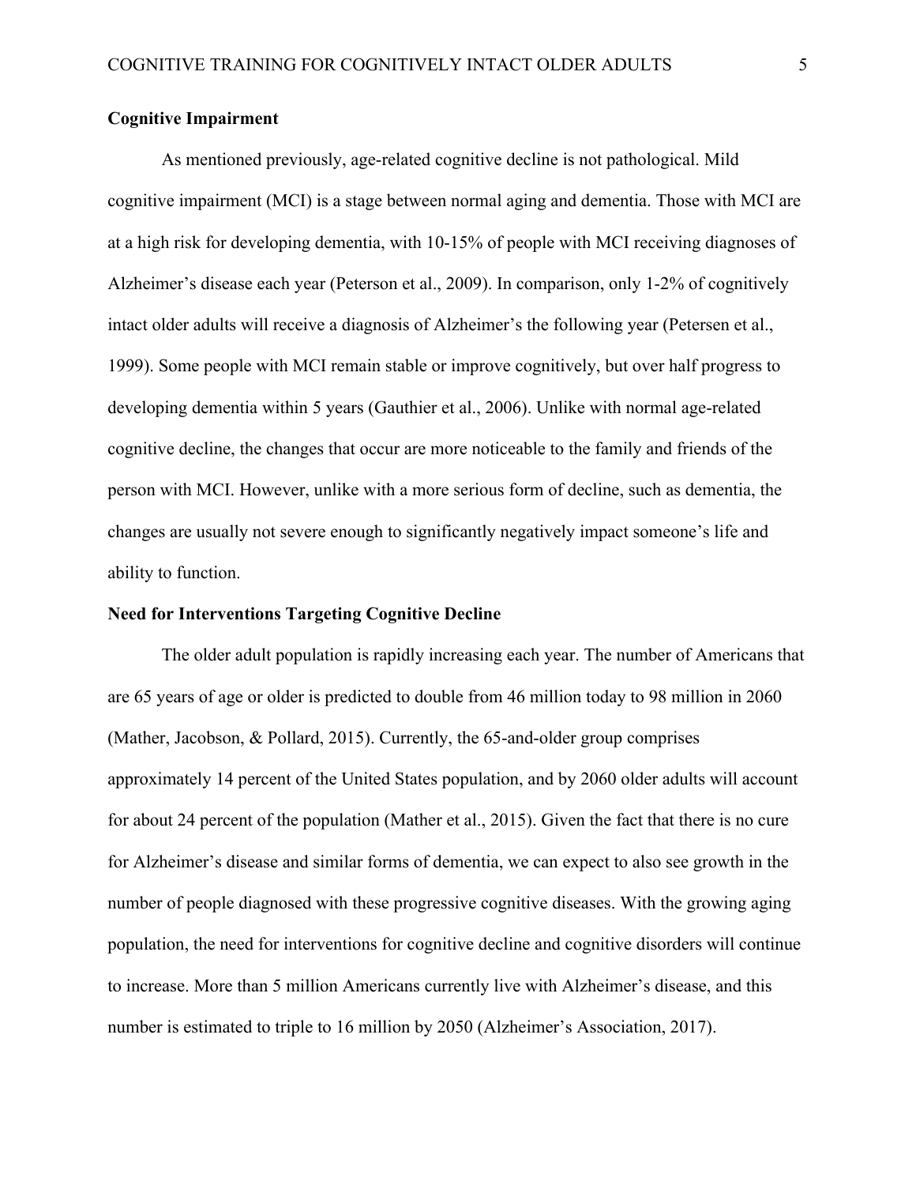## Cognitive Impairment

As mentioned previously, age-related cognitive decline is not pathological. Mild cognitive impairment (MCI) is a stage between normal aging and dementia. Those with MCI are at a high risk for developing dementia, with 10-15% of people with MCI receiving diagnoses of Alzheimer's disease each year (Peterson et al., 2009). In comparison, only 1-2% of cognitively intact older adults will receive a diagnosis of Alzheimer's the following year (Petersen et al., 1999). Some people with MCI remain stable or improve cognitively, but over half progress to developing dementia within 5 years (Gauthier et al., 2006). Unlike with normal age-related cognitive decline, the changes that occur are more noticeable to the family and friends of the person with MCI. However, unlike with a more serious form of decline, such as dementia, the changes are usually not severe enough to significantly negatively impact someone's life and ability to function.

## Need for Interventions Targeting Cognitive Decline

The older adult population is rapidly increasing each year. The number of Americans that are 65 years of age or older is predicted to double from 46 million today to 98 million in 2060 (Mather, Jacobson, & Pollard, 2015). Currently, the 65-and-older group comprises approximately 14 percent of the United States population, and by 2060 older adults will account for about 24 percent of the population (Mather et al., 2015). Given the fact that there is no cure for Alzheimer's disease and similar forms of dementia, we can expect to also see growth in the number of people diagnosed with these progressive cognitive diseases. With the growing aging population, the need for interventions for cognitive decline and cognitive disorders will continue to increase. More than 5 million Americans currently live with Alzheimer's disease, and this number is estimated to triple to 16 million by 2050 (Alzheimer's Association, 2017).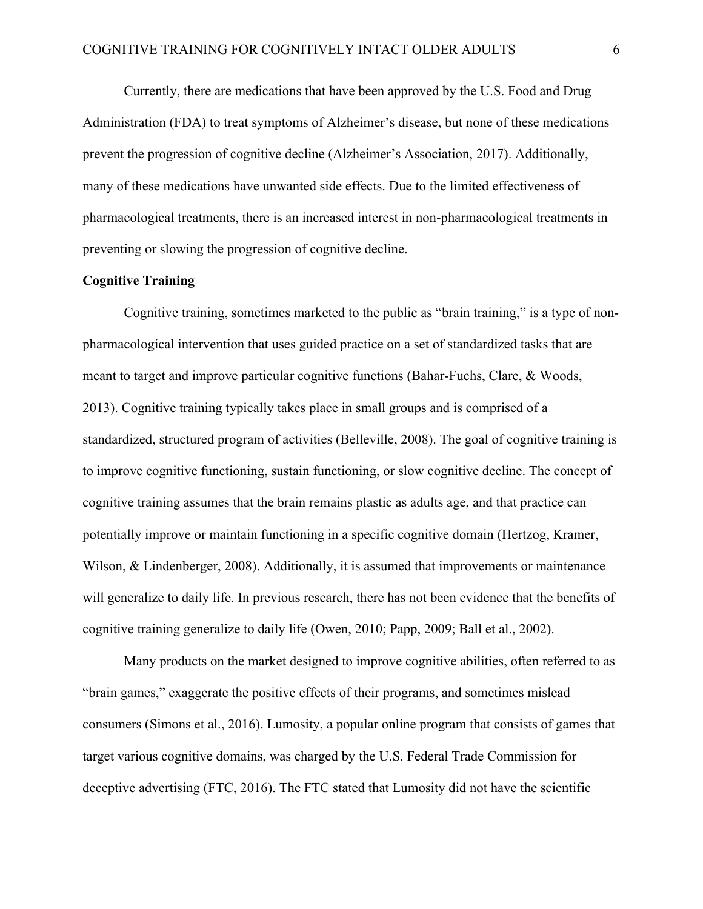Currently, there are medications that have been approved by the U.S. Food and Drug Administration (FDA) to treat symptoms of Alzheimer's disease, but none of these medications prevent the progression of cognitive decline (Alzheimer's Association, 2017). Additionally, many of these medications have unwanted side effects. Due to the limited effectiveness of pharmacological treatments, there is an increased interest in non-pharmacological treatments in preventing or slowing the progression of cognitive decline.

**Cognitive Training**

Cognitive training, sometimes marketed to the public as "brain training," is a type of non-pharmacological intervention that uses guided practice on a set of standardized tasks that are meant to target and improve particular cognitive functions (Bahar-Fuchs, Clare, & Woods, 2013). Cognitive training typically takes place in small groups and is comprised of a standardized, structured program of activities (Belleville, 2008). The goal of cognitive training is to improve cognitive functioning, sustain functioning, or slow cognitive decline. The concept of cognitive training assumes that the brain remains plastic as adults age, and that practice can potentially improve or maintain functioning in a specific cognitive domain (Hertzog, Kramer, Wilson, & Lindenberger, 2008). Additionally, it is assumed that improvements or maintenance will generalize to daily life. In previous research, there has not been evidence that the benefits of cognitive training generalize to daily life (Owen, 2010; Papp, 2009; Ball et al., 2002).

Many products on the market designed to improve cognitive abilities, often referred to as "brain games," exaggerate the positive effects of their programs, and sometimes mislead consumers (Simons et al., 2016). Lumosity, a popular online program that consists of games that target various cognitive domains, was charged by the U.S. Federal Trade Commission for deceptive advertising (FTC, 2016). The FTC stated that Lumosity did not have the scientific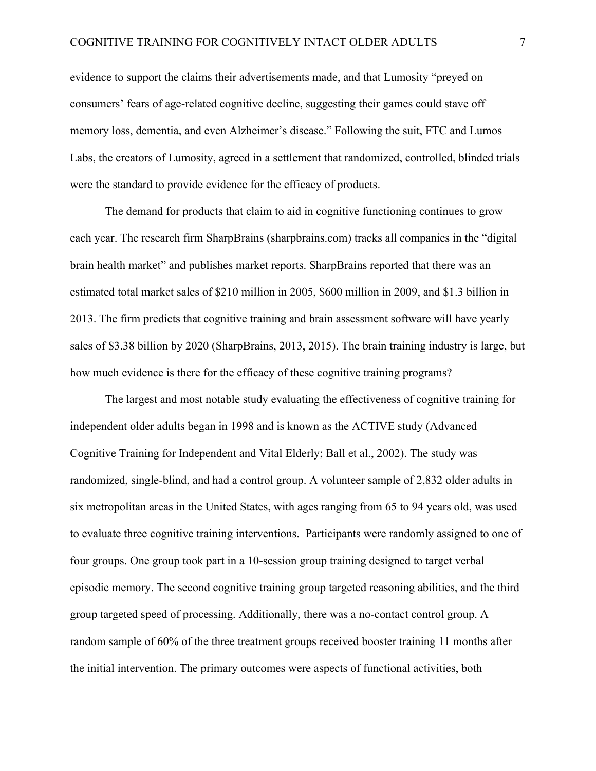evidence to support the claims their advertisements made, and that Lumosity "preyed on consumers' fears of age-related cognitive decline, suggesting their games could stave off memory loss, dementia, and even Alzheimer's disease." Following the suit, FTC and Lumos Labs, the creators of Lumosity, agreed in a settlement that randomized, controlled, blinded trials were the standard to provide evidence for the efficacy of products.

The demand for products that claim to aid in cognitive functioning continues to grow each year. The research firm SharpBrains (sharpbrains.com) tracks all companies in the "digital brain health market" and publishes market reports. SharpBrains reported that there was an estimated total market sales of $210 million in 2005, $600 million in 2009, and $1.3 billion in 2013. The firm predicts that cognitive training and brain assessment software will have yearly sales of $3.38 billion by 2020 (SharpBrains, 2013, 2015). The brain training industry is large, but how much evidence is there for the efficacy of these cognitive training programs?

The largest and most notable study evaluating the effectiveness of cognitive training for independent older adults began in 1998 and is known as the ACTIVE study (Advanced Cognitive Training for Independent and Vital Elderly; Ball et al., 2002). The study was randomized, single-blind, and had a control group. A volunteer sample of 2,832 older adults in six metropolitan areas in the United States, with ages ranging from 65 to 94 years old, was used to evaluate three cognitive training interventions. Participants were randomly assigned to one of four groups. One group took part in a 10-session group training designed to target verbal episodic memory. The second cognitive training group targeted reasoning abilities, and the third group targeted speed of processing. Additionally, there was a no-contact control group. A random sample of 60% of the three treatment groups received booster training 11 months after the initial intervention. The primary outcomes were aspects of functional activities, both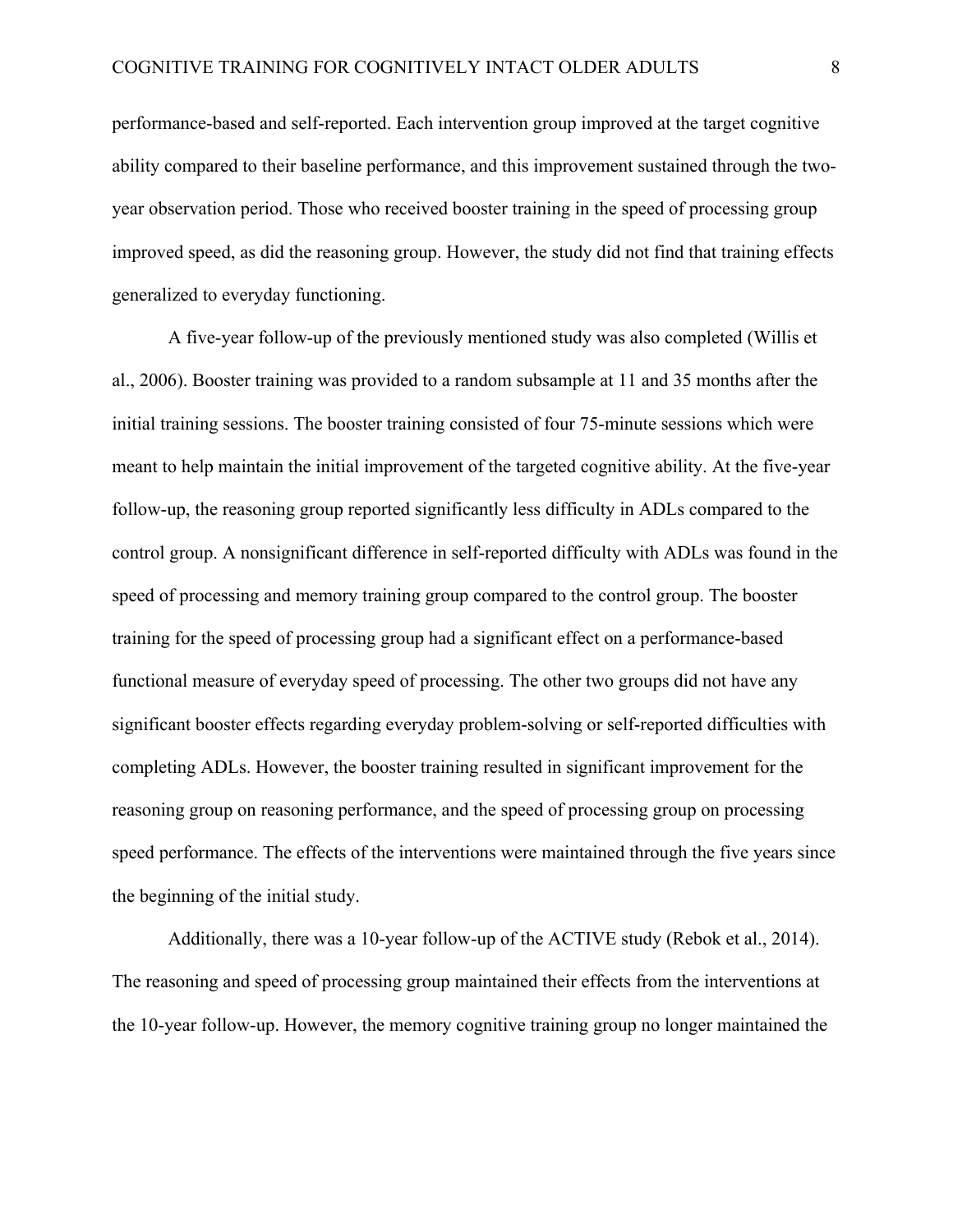performance-based and self-reported. Each intervention group improved at the target cognitive ability compared to their baseline performance, and this improvement sustained through the two-year observation period. Those who received booster training in the speed of processing group improved speed, as did the reasoning group. However, the study did not find that training effects generalized to everyday functioning.

A five-year follow-up of the previously mentioned study was also completed (Willis et al., 2006). Booster training was provided to a random subsample at 11 and 35 months after the initial training sessions. The booster training consisted of four 75-minute sessions which were meant to help maintain the initial improvement of the targeted cognitive ability. At the five-year follow-up, the reasoning group reported significantly less difficulty in ADLs compared to the control group. A nonsignificant difference in self-reported difficulty with ADLs was found in the speed of processing and memory training group compared to the control group. The booster training for the speed of processing group had a significant effect on a performance-based functional measure of everyday speed of processing. The other two groups did not have any significant booster effects regarding everyday problem-solving or self-reported difficulties with completing ADLs. However, the booster training resulted in significant improvement for the reasoning group on reasoning performance, and the speed of processing group on processing speed performance. The effects of the interventions were maintained through the five years since the beginning of the initial study.

Additionally, there was a 10-year follow-up of the ACTIVE study (Rebok et al., 2014). The reasoning and speed of processing group maintained their effects from the interventions at the 10-year follow-up. However, the memory cognitive training group no longer maintained the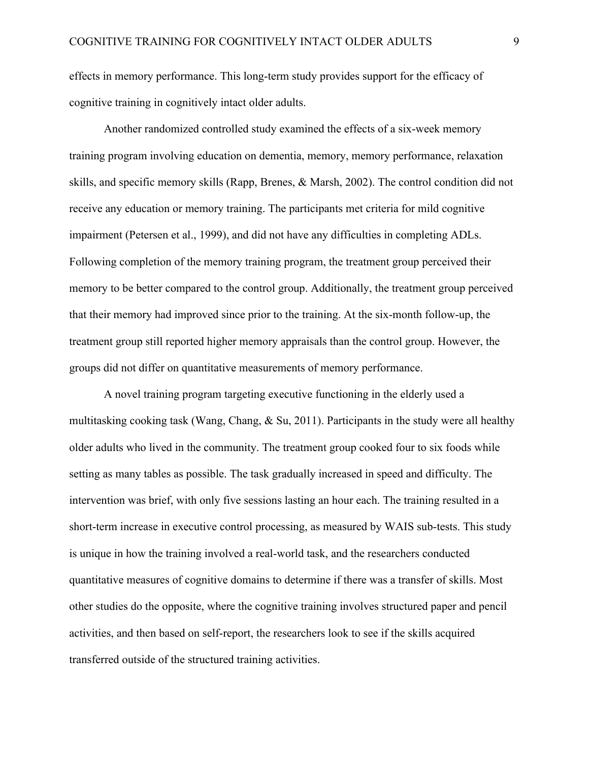effects in memory performance. This long-term study provides support for the efficacy of cognitive training in cognitively intact older adults.

Another randomized controlled study examined the effects of a six-week memory training program involving education on dementia, memory, memory performance, relaxation skills, and specific memory skills (Rapp, Brenes, & Marsh, 2002). The control condition did not receive any education or memory training. The participants met criteria for mild cognitive impairment (Petersen et al., 1999), and did not have any difficulties in completing ADLs. Following completion of the memory training program, the treatment group perceived their memory to be better compared to the control group. Additionally, the treatment group perceived that their memory had improved since prior to the training. At the six-month follow-up, the treatment group still reported higher memory appraisals than the control group. However, the groups did not differ on quantitative measurements of memory performance.

A novel training program targeting executive functioning in the elderly used a multitasking cooking task (Wang, Chang, & Su, 2011). Participants in the study were all healthy older adults who lived in the community. The treatment group cooked four to six foods while setting as many tables as possible. The task gradually increased in speed and difficulty. The intervention was brief, with only five sessions lasting an hour each. The training resulted in a short-term increase in executive control processing, as measured by WAIS sub-tests. This study is unique in how the training involved a real-world task, and the researchers conducted quantitative measures of cognitive domains to determine if there was a transfer of skills. Most other studies do the opposite, where the cognitive training involves structured paper and pencil activities, and then based on self-report, the researchers look to see if the skills acquired transferred outside of the structured training activities.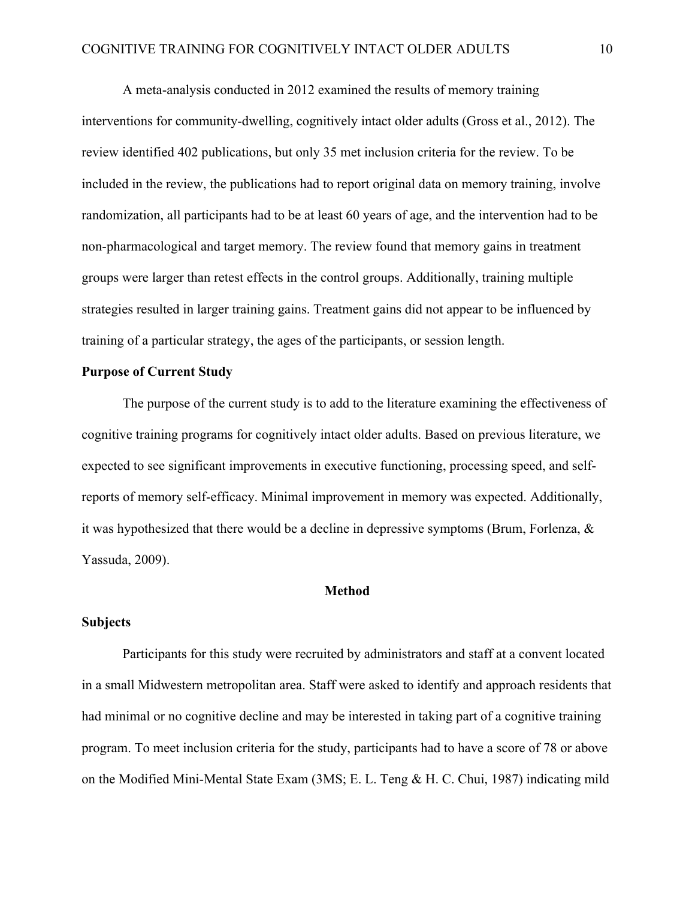A meta-analysis conducted in 2012 examined the results of memory training interventions for community-dwelling, cognitively intact older adults (Gross et al., 2012). The review identified 402 publications, but only 35 met inclusion criteria for the review. To be included in the review, the publications had to report original data on memory training, involve randomization, all participants had to be at least 60 years of age, and the intervention had to be non-pharmacological and target memory. The review found that memory gains in treatment groups were larger than retest effects in the control groups. Additionally, training multiple strategies resulted in larger training gains. Treatment gains did not appear to be influenced by training of a particular strategy, the ages of the participants, or session length.

## Purpose of Current Study

The purpose of the current study is to add to the literature examining the effectiveness of cognitive training programs for cognitively intact older adults. Based on previous literature, we expected to see significant improvements in executive functioning, processing speed, and self-reports of memory self-efficacy. Minimal improvement in memory was expected. Additionally, it was hypothesized that there would be a decline in depressive symptoms (Brum, Forlenza, & Yassuda, 2009).

# Method

## Subjects

Participants for this study were recruited by administrators and staff at a convent located in a small Midwestern metropolitan area. Staff were asked to identify and approach residents that had minimal or no cognitive decline and may be interested in taking part of a cognitive training program. To meet inclusion criteria for the study, participants had to have a score of 78 or above on the Modified Mini-Mental State Exam (3MS; E. L. Teng & H. C. Chui, 1987) indicating mild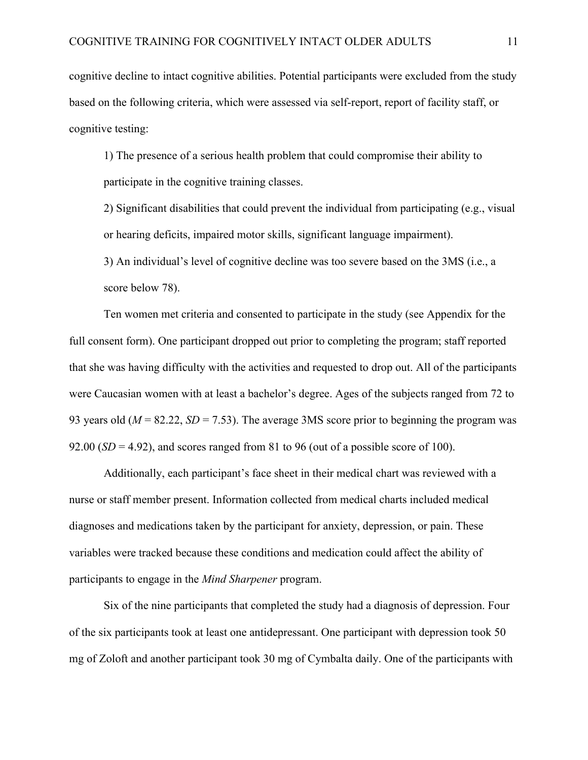cognitive decline to intact cognitive abilities. Potential participants were excluded from the study based on the following criteria, which were assessed via self-report, report of facility staff, or cognitive testing:

1) The presence of a serious health problem that could compromise their ability to participate in the cognitive training classes.

2) Significant disabilities that could prevent the individual from participating (e.g., visual or hearing deficits, impaired motor skills, significant language impairment).

3) An individual's level of cognitive decline was too severe based on the 3MS (i.e., a score below 78).

Ten women met criteria and consented to participate in the study (see Appendix for the full consent form). One participant dropped out prior to completing the program; staff reported that she was having difficulty with the activities and requested to drop out. All of the participants were Caucasian women with at least a bachelor's degree. Ages of the subjects ranged from 72 to 93 years old ($M$ = 82.22, $SD$ = 7.53). The average 3MS score prior to beginning the program was 92.00 ($SD$ = 4.92), and scores ranged from 81 to 96 (out of a possible score of 100).

Additionally, each participant's face sheet in their medical chart was reviewed with a nurse or staff member present. Information collected from medical charts included medical diagnoses and medications taken by the participant for anxiety, depression, or pain. These variables were tracked because these conditions and medication could affect the ability of participants to engage in the *Mind Sharpener* program.

Six of the nine participants that completed the study had a diagnosis of depression. Four of the six participants took at least one antidepressant. One participant with depression took 50 mg of Zoloft and another participant took 30 mg of Cymbalta daily. One of the participants with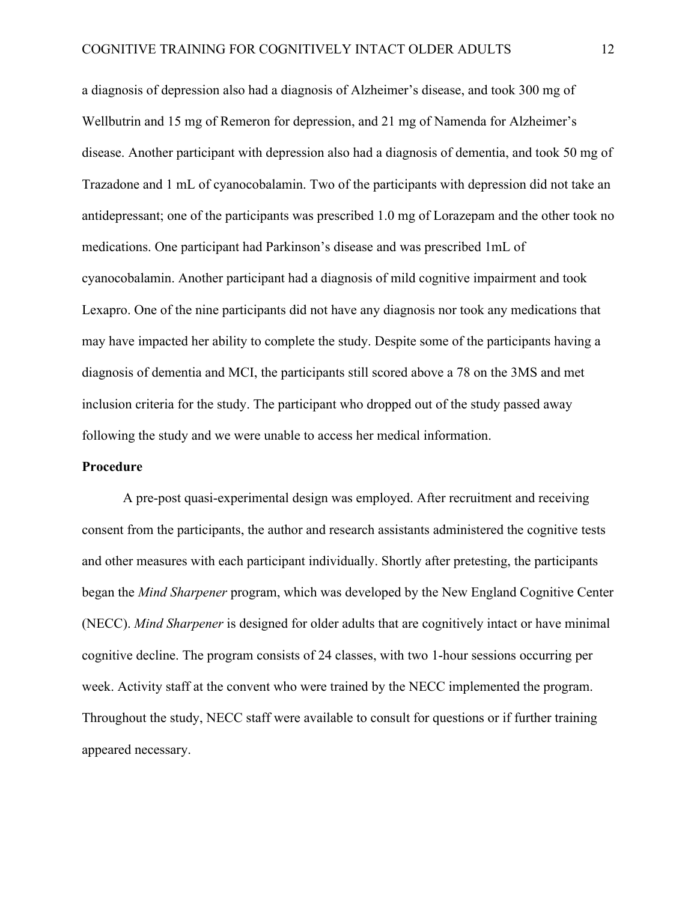a diagnosis of depression also had a diagnosis of Alzheimer's disease, and took 300 mg of Wellbutrin and 15 mg of Remeron for depression, and 21 mg of Namenda for Alzheimer's disease. Another participant with depression also had a diagnosis of dementia, and took 50 mg of Trazadone and 1 mL of cyanocobalamin. Two of the participants with depression did not take an antidepressant; one of the participants was prescribed 1.0 mg of Lorazepam and the other took no medications. One participant had Parkinson's disease and was prescribed 1mL of cyanocobalamin. Another participant had a diagnosis of mild cognitive impairment and took Lexapro. One of the nine participants did not have any diagnosis nor took any medications that may have impacted her ability to complete the study. Despite some of the participants having a diagnosis of dementia and MCI, the participants still scored above a 78 on the 3MS and met inclusion criteria for the study. The participant who dropped out of the study passed away following the study and we were unable to access her medical information.

**Procedure**

A pre-post quasi-experimental design was employed. After recruitment and receiving consent from the participants, the author and research assistants administered the cognitive tests and other measures with each participant individually. Shortly after pretesting, the participants began the *Mind Sharpener* program, which was developed by the New England Cognitive Center (NECC). *Mind Sharpener* is designed for older adults that are cognitively intact or have minimal cognitive decline. The program consists of 24 classes, with two 1-hour sessions occurring per week. Activity staff at the convent who were trained by the NECC implemented the program. Throughout the study, NECC staff were available to consult for questions or if further training appeared necessary.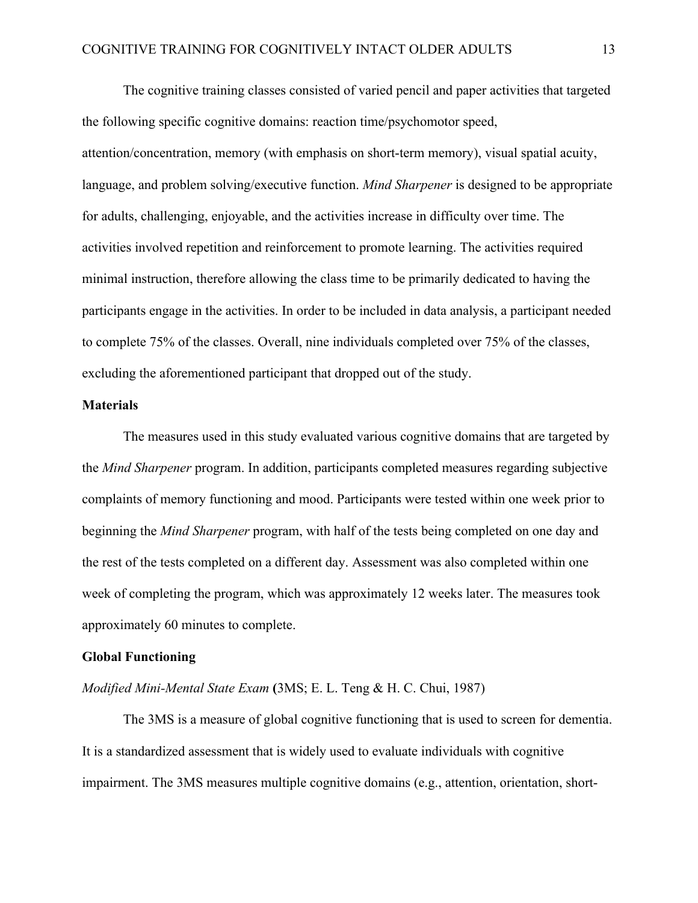The cognitive training classes consisted of varied pencil and paper activities that targeted the following specific cognitive domains: reaction time/psychomotor speed, attention/concentration, memory (with emphasis on short-term memory), visual spatial acuity, language, and problem solving/executive function. *Mind Sharpener* is designed to be appropriate for adults, challenging, enjoyable, and the activities increase in difficulty over time. The activities involved repetition and reinforcement to promote learning. The activities required minimal instruction, therefore allowing the class time to be primarily dedicated to having the participants engage in the activities. In order to be included in data analysis, a participant needed to complete 75% of the classes. Overall, nine individuals completed over 75% of the classes, excluding the aforementioned participant that dropped out of the study.

**Materials**

The measures used in this study evaluated various cognitive domains that are targeted by the *Mind Sharpener* program. In addition, participants completed measures regarding subjective complaints of memory functioning and mood. Participants were tested within one week prior to beginning the *Mind Sharpener* program, with half of the tests being completed on one day and the rest of the tests completed on a different day. Assessment was also completed within one week of completing the program, which was approximately 12 weeks later. The measures took approximately 60 minutes to complete.

**Global Functioning**

*Modified Mini-Mental State Exam* **(**3MS; E. L. Teng & H. C. Chui, 1987)

The 3MS is a measure of global cognitive functioning that is used to screen for dementia. It is a standardized assessment that is widely used to evaluate individuals with cognitive impairment. The 3MS measures multiple cognitive domains (e.g., attention, orientation, short-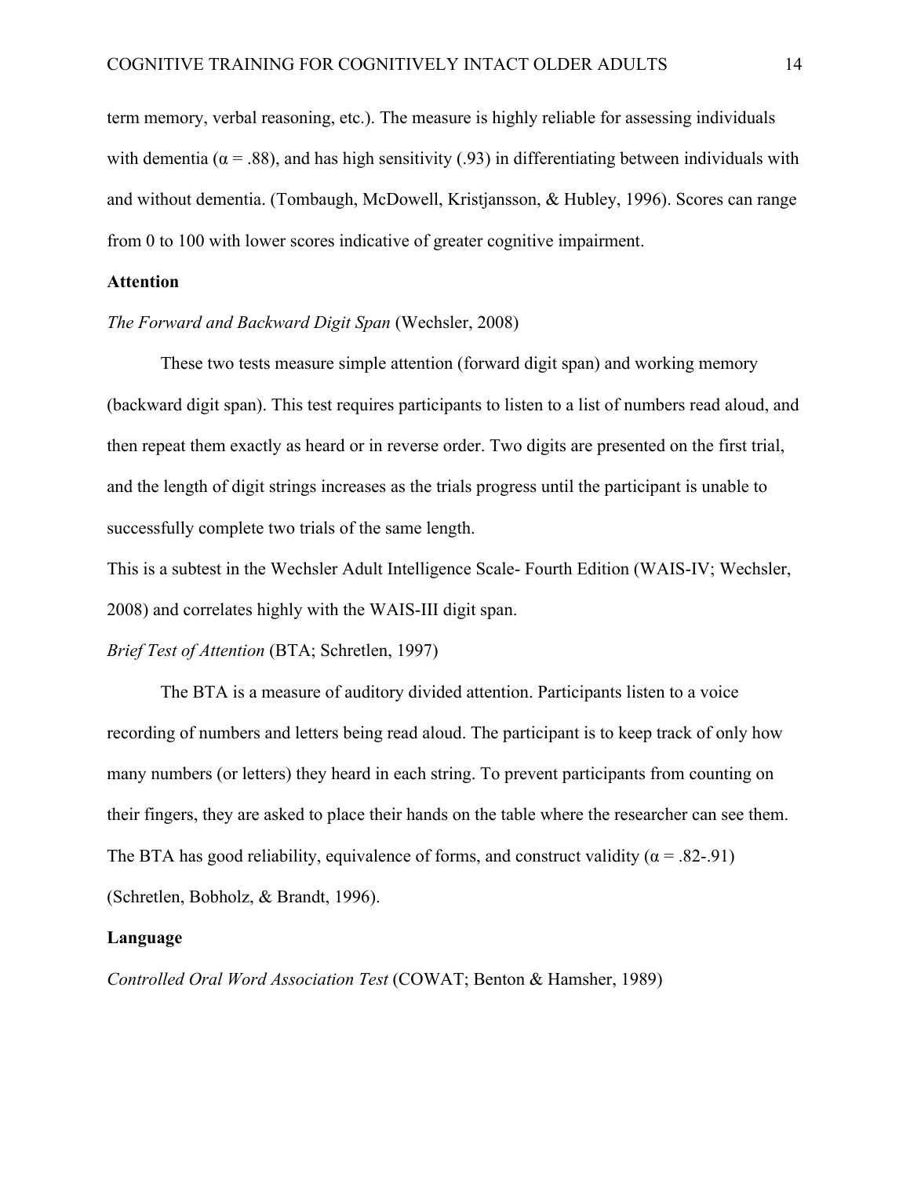term memory, verbal reasoning, etc.). The measure is highly reliable for assessing individuals with dementia ($\alpha = .88$), and has high sensitivity (.93) in differentiating between individuals with and without dementia. (Tombaugh, McDowell, Kristjansson, & Hubley, 1996). Scores can range from 0 to 100 with lower scores indicative of greater cognitive impairment.

**Attention**

*The Forward and Backward Digit Span* (Wechsler, 2008)

These two tests measure simple attention (forward digit span) and working memory (backward digit span). This test requires participants to listen to a list of numbers read aloud, and then repeat them exactly as heard or in reverse order. Two digits are presented on the first trial, and the length of digit strings increases as the trials progress until the participant is unable to successfully complete two trials of the same length.

This is a subtest in the Wechsler Adult Intelligence Scale- Fourth Edition (WAIS-IV; Wechsler, 2008) and correlates highly with the WAIS-III digit span.

*Brief Test of Attention* (BTA; Schretlen, 1997)

The BTA is a measure of auditory divided attention. Participants listen to a voice recording of numbers and letters being read aloud. The participant is to keep track of only how many numbers (or letters) they heard in each string. To prevent participants from counting on their fingers, they are asked to place their hands on the table where the researcher can see them. The BTA has good reliability, equivalence of forms, and construct validity ($\alpha = .82$-$.91$) (Schretlen, Bobholz, & Brandt, 1996).

**Language**

*Controlled Oral Word Association Test* (COWAT; Benton & Hamsher, 1989)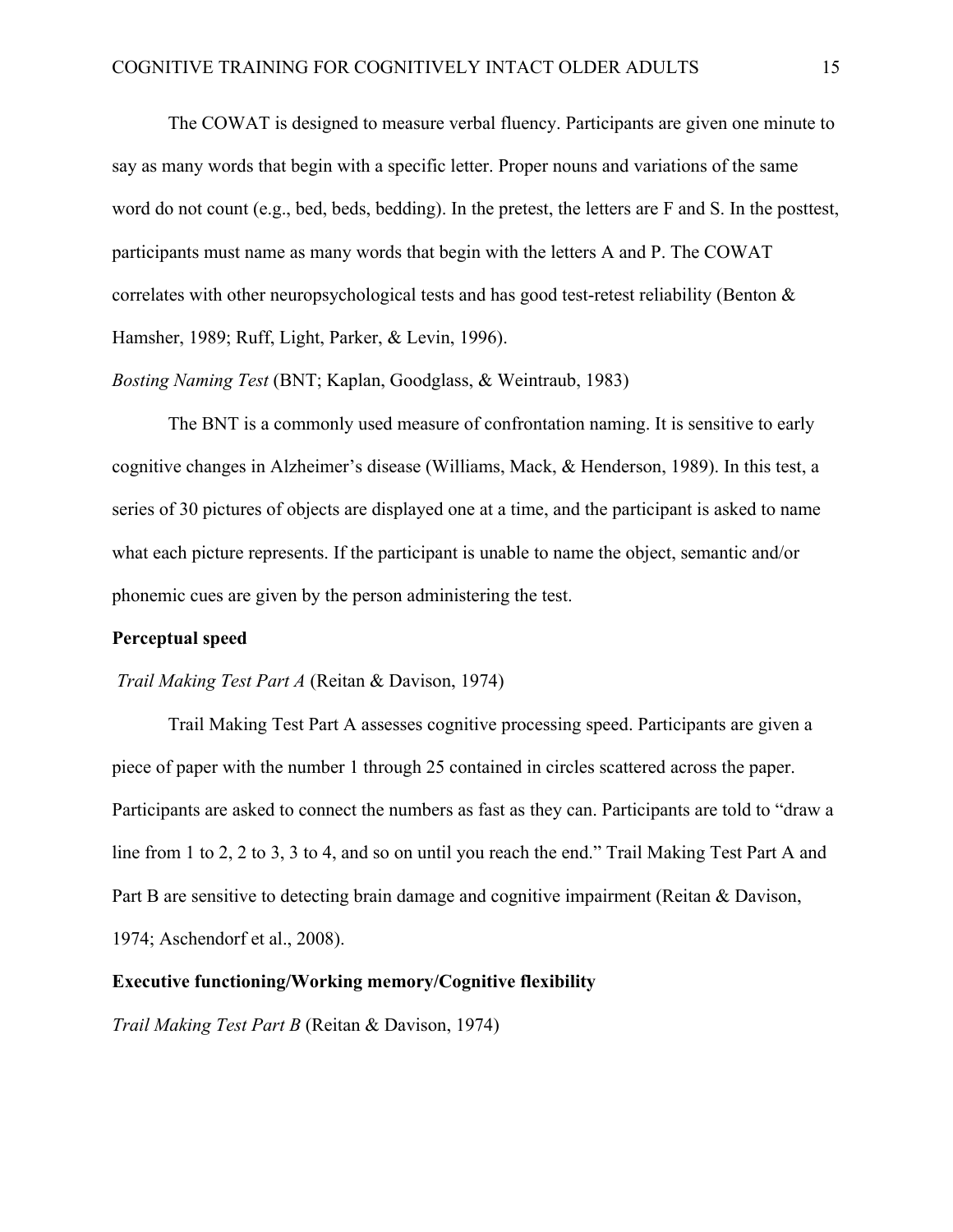The COWAT is designed to measure verbal fluency. Participants are given one minute to say as many words that begin with a specific letter. Proper nouns and variations of the same word do not count (e.g., bed, beds, bedding). In the pretest, the letters are F and S. In the posttest, participants must name as many words that begin with the letters A and P. The COWAT correlates with other neuropsychological tests and has good test-retest reliability (Benton & Hamsher, 1989; Ruff, Light, Parker, & Levin, 1996).

*Bosting Naming Test* (BNT; Kaplan, Goodglass, & Weintraub, 1983)

The BNT is a commonly used measure of confrontation naming. It is sensitive to early cognitive changes in Alzheimer's disease (Williams, Mack, & Henderson, 1989). In this test, a series of 30 pictures of objects are displayed one at a time, and the participant is asked to name what each picture represents. If the participant is unable to name the object, semantic and/or phonemic cues are given by the person administering the test.

**Perceptual speed**

*Trail Making Test Part A* (Reitan & Davison, 1974)

Trail Making Test Part A assesses cognitive processing speed. Participants are given a piece of paper with the number 1 through 25 contained in circles scattered across the paper. Participants are asked to connect the numbers as fast as they can. Participants are told to "draw a line from 1 to 2, 2 to 3, 3 to 4, and so on until you reach the end." Trail Making Test Part A and Part B are sensitive to detecting brain damage and cognitive impairment (Reitan & Davison, 1974; Aschendorf et al., 2008).

**Executive functioning/Working memory/Cognitive flexibility**

*Trail Making Test Part B* (Reitan & Davison, 1974)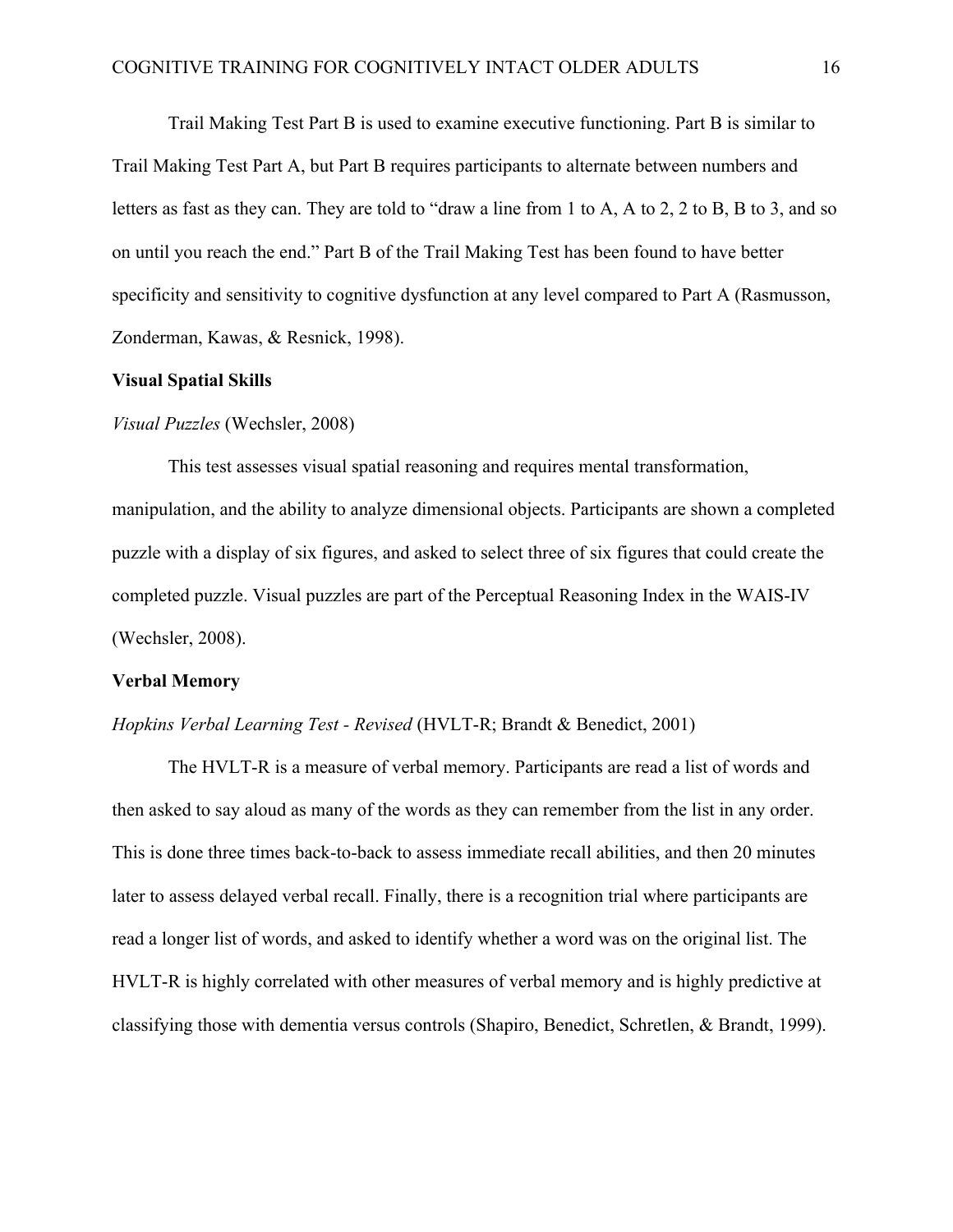Trail Making Test Part B is used to examine executive functioning. Part B is similar to Trail Making Test Part A, but Part B requires participants to alternate between numbers and letters as fast as they can. They are told to "draw a line from 1 to A, A to 2, 2 to B, B to 3, and so on until you reach the end." Part B of the Trail Making Test has been found to have better specificity and sensitivity to cognitive dysfunction at any level compared to Part A (Rasmusson, Zonderman, Kawas, & Resnick, 1998).

**Visual Spatial Skills**

*Visual Puzzles* (Wechsler, 2008)

This test assesses visual spatial reasoning and requires mental transformation, manipulation, and the ability to analyze dimensional objects. Participants are shown a completed puzzle with a display of six figures, and asked to select three of six figures that could create the completed puzzle. Visual puzzles are part of the Perceptual Reasoning Index in the WAIS-IV (Wechsler, 2008).

**Verbal Memory**

*Hopkins Verbal Learning Test - Revised* (HVLT-R; Brandt & Benedict, 2001)

The HVLT-R is a measure of verbal memory. Participants are read a list of words and then asked to say aloud as many of the words as they can remember from the list in any order. This is done three times back-to-back to assess immediate recall abilities, and then 20 minutes later to assess delayed verbal recall. Finally, there is a recognition trial where participants are read a longer list of words, and asked to identify whether a word was on the original list. The HVLT-R is highly correlated with other measures of verbal memory and is highly predictive at classifying those with dementia versus controls (Shapiro, Benedict, Schretlen, & Brandt, 1999).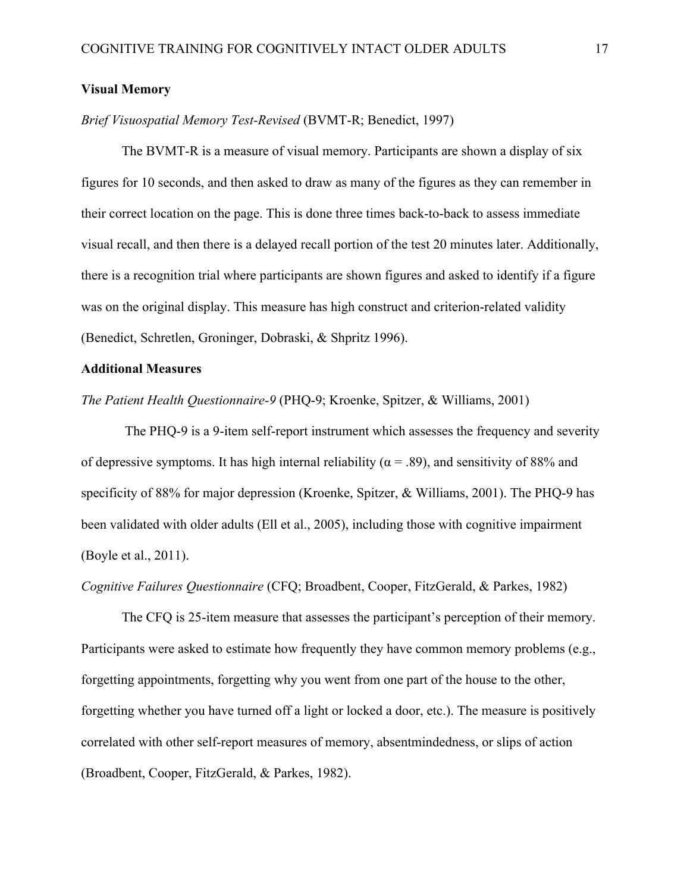**Visual Memory**

*Brief Visuospatial Memory Test-Revised* (BVMT-R; Benedict, 1997)

The BVMT-R is a measure of visual memory. Participants are shown a display of six figures for 10 seconds, and then asked to draw as many of the figures as they can remember in their correct location on the page. This is done three times back-to-back to assess immediate visual recall, and then there is a delayed recall portion of the test 20 minutes later. Additionally, there is a recognition trial where participants are shown figures and asked to identify if a figure was on the original display. This measure has high construct and criterion-related validity (Benedict, Schretlen, Groninger, Dobraski, & Shpritz 1996).

**Additional Measures**

*The Patient Health Questionnaire-9* (PHQ-9; Kroenke, Spitzer, & Williams, 2001)

The PHQ-9 is a 9-item self-report instrument which assesses the frequency and severity of depressive symptoms. It has high internal reliability ($\alpha = .89$), and sensitivity of 88% and specificity of 88% for major depression (Kroenke, Spitzer, & Williams, 2001). The PHQ-9 has been validated with older adults (Ell et al., 2005), including those with cognitive impairment (Boyle et al., 2011).

*Cognitive Failures Questionnaire* (CFQ; Broadbent, Cooper, FitzGerald, & Parkes, 1982)

The CFQ is 25-item measure that assesses the participant's perception of their memory. Participants were asked to estimate how frequently they have common memory problems (e.g., forgetting appointments, forgetting why you went from one part of the house to the other, forgetting whether you have turned off a light or locked a door, etc.). The measure is positively correlated with other self-report measures of memory, absentmindedness, or slips of action (Broadbent, Cooper, FitzGerald, & Parkes, 1982).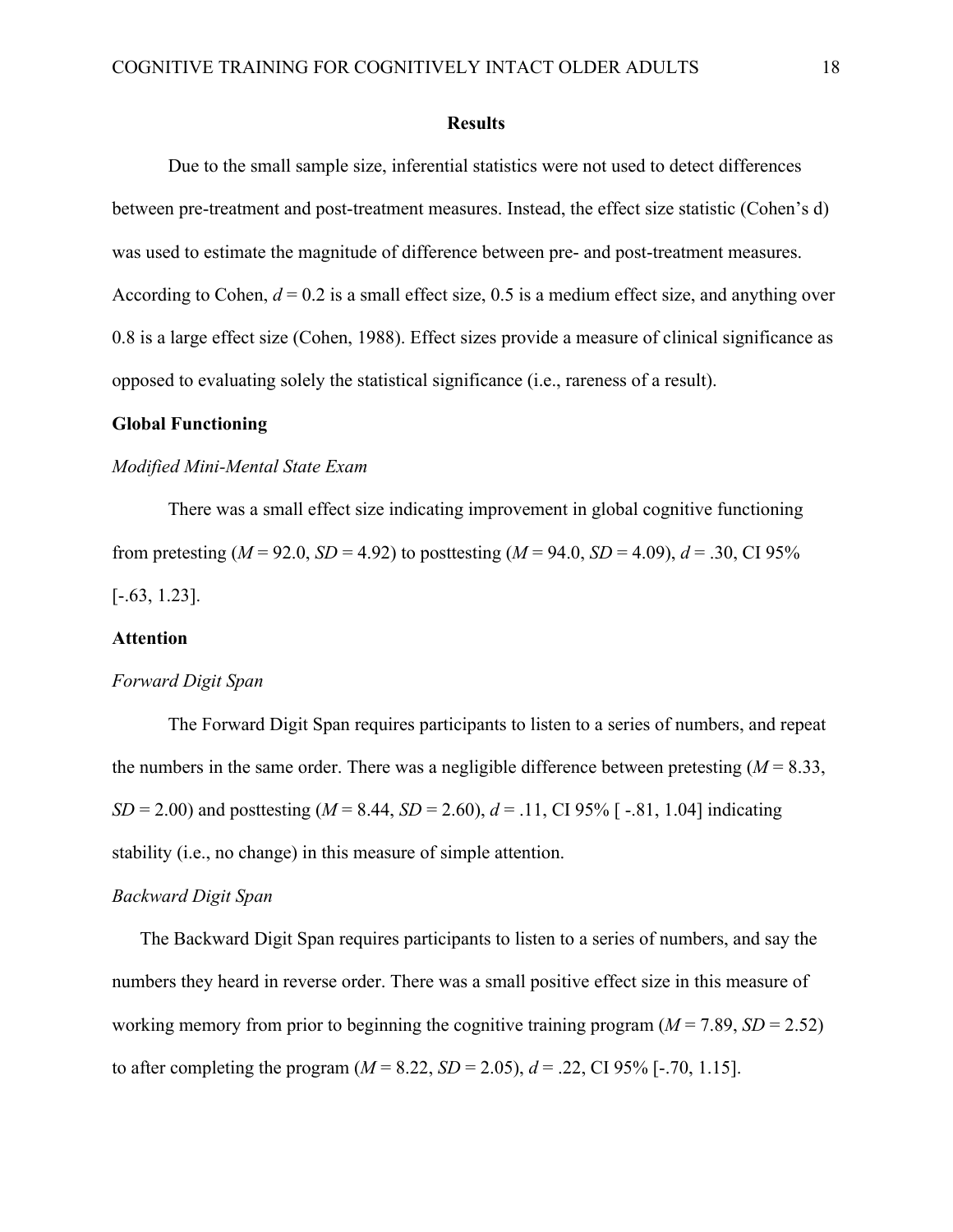## Results

Due to the small sample size, inferential statistics were not used to detect differences between pre-treatment and post-treatment measures. Instead, the effect size statistic (Cohen's d) was used to estimate the magnitude of difference between pre- and post-treatment measures. According to Cohen, $d = 0.2$ is a small effect size, 0.5 is a medium effect size, and anything over 0.8 is a large effect size (Cohen, 1988). Effect sizes provide a measure of clinical significance as opposed to evaluating solely the statistical significance (i.e., rareness of a result).

### Global Functioning

#### *Modified Mini-Mental State Exam*

There was a small effect size indicating improvement in global cognitive functioning from pretesting ($M = 92.0$, $SD = 4.92$) to posttesting ($M = 94.0$, $SD = 4.09$), $d = .30$, CI 95% [-.63, 1.23].

### Attention

#### *Forward Digit Span*

The Forward Digit Span requires participants to listen to a series of numbers, and repeat the numbers in the same order. There was a negligible difference between pretesting ($M = 8.33$, $SD = 2.00$) and posttesting ($M = 8.44$, $SD = 2.60$), $d = .11$, CI 95% [ -.81, 1.04] indicating stability (i.e., no change) in this measure of simple attention.

#### *Backward Digit Span*

The Backward Digit Span requires participants to listen to a series of numbers, and say the numbers they heard in reverse order. There was a small positive effect size in this measure of working memory from prior to beginning the cognitive training program ($M = 7.89$, $SD = 2.52$) to after completing the program ($M = 8.22$, $SD = 2.05$), $d = .22$, CI 95% [-.70, 1.15].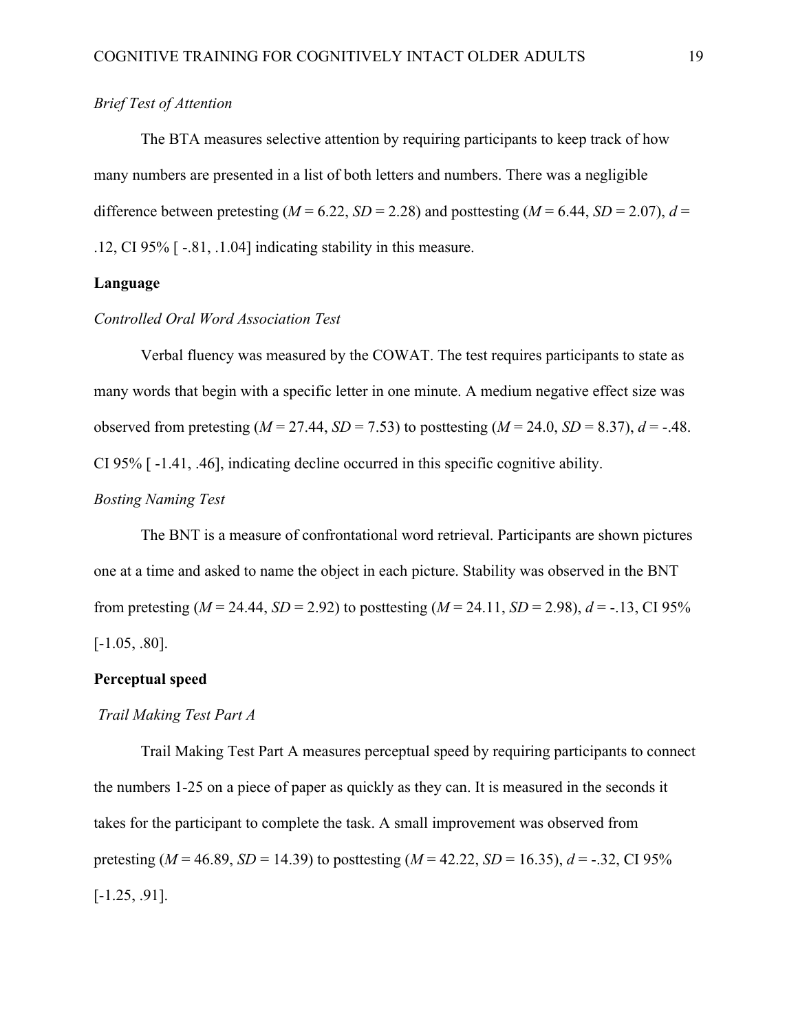*Brief Test of Attention*

The BTA measures selective attention by requiring participants to keep track of how many numbers are presented in a list of both letters and numbers. There was a negligible difference between pretesting ($M$ = 6.22, $SD$ = 2.28) and posttesting ($M$ = 6.44, $SD$ = 2.07), $d$ = .12, CI 95% [ -.81, .1.04] indicating stability in this measure.

**Language**

*Controlled Oral Word Association Test*

Verbal fluency was measured by the COWAT. The test requires participants to state as many words that begin with a specific letter in one minute. A medium negative effect size was observed from pretesting ($M$ = 27.44, $SD$ = 7.53) to posttesting ($M$ = 24.0, $SD$ = 8.37), $d$ = -.48. CI 95% [ -1.41, .46], indicating decline occurred in this specific cognitive ability.

*Bosting Naming Test*

The BNT is a measure of confrontational word retrieval. Participants are shown pictures one at a time and asked to name the object in each picture. Stability was observed in the BNT from pretesting ($M$ = 24.44, $SD$ = 2.92) to posttesting ($M$ = 24.11, $SD$ = 2.98), $d$ = -.13, CI 95% [-1.05, .80].

**Perceptual speed**

*Trail Making Test Part A*

Trail Making Test Part A measures perceptual speed by requiring participants to connect the numbers 1-25 on a piece of paper as quickly as they can. It is measured in the seconds it takes for the participant to complete the task. A small improvement was observed from pretesting ($M$ = 46.89, $SD$ = 14.39) to posttesting ($M$ = 42.22, $SD$ = 16.35), $d$ = -.32, CI 95% [-1.25, .91].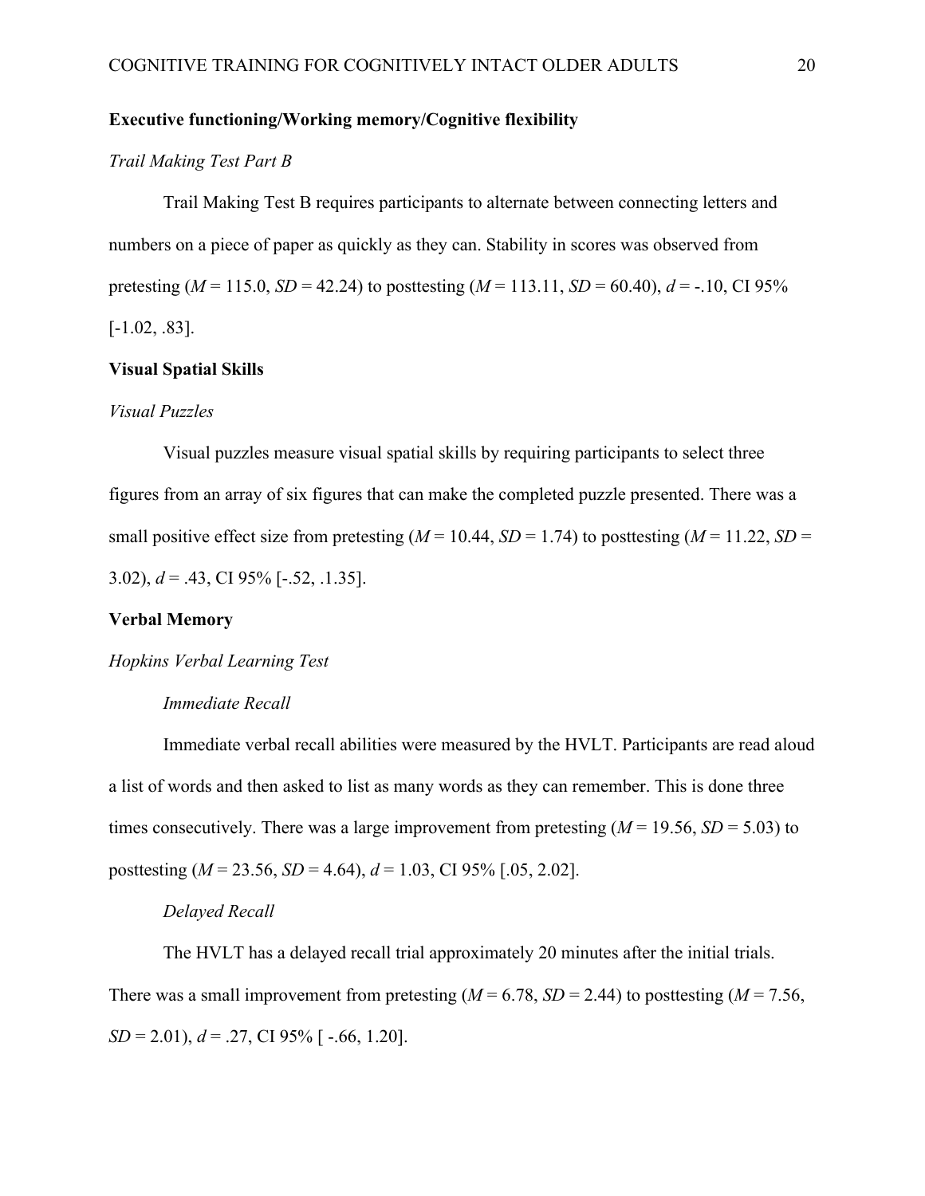**Executive functioning/Working memory/Cognitive flexibility**

*Trail Making Test Part B*

Trail Making Test B requires participants to alternate between connecting letters and numbers on a piece of paper as quickly as they can. Stability in scores was observed from pretesting ($M$ = 115.0, $SD$ = 42.24) to posttesting ($M$ = 113.11, $SD$ = 60.40), $d$ = -.10, CI 95% [-1.02, .83].

**Visual Spatial Skills**

*Visual Puzzles*

Visual puzzles measure visual spatial skills by requiring participants to select three figures from an array of six figures that can make the completed puzzle presented. There was a small positive effect size from pretesting ($M$ = 10.44, $SD$ = 1.74) to posttesting ($M$ = 11.22, $SD$ = 3.02), $d$ = .43, CI 95% [-.52, .1.35].

**Verbal Memory**

*Hopkins Verbal Learning Test*

*Immediate Recall*

Immediate verbal recall abilities were measured by the HVLT. Participants are read aloud a list of words and then asked to list as many words as they can remember. This is done three times consecutively. There was a large improvement from pretesting ($M$ = 19.56, $SD$ = 5.03) to posttesting ($M$ = 23.56, $SD$ = 4.64), $d$ = 1.03, CI 95% [.05, 2.02].

*Delayed Recall*

The HVLT has a delayed recall trial approximately 20 minutes after the initial trials. There was a small improvement from pretesting ($M$ = 6.78, $SD$ = 2.44) to posttesting ($M$ = 7.56, $SD$ = 2.01), $d$ = .27, CI 95% [ -.66, 1.20].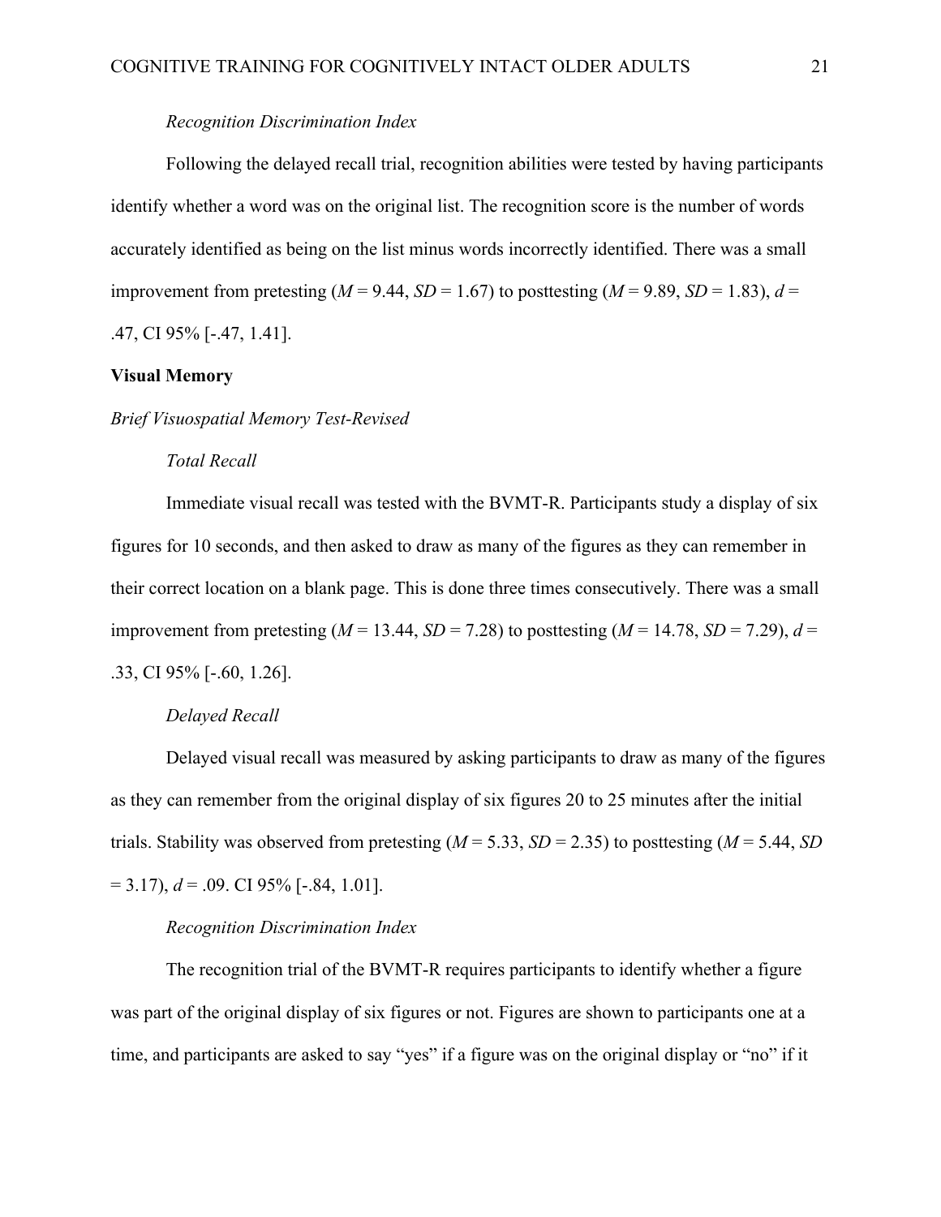*Recognition Discrimination Index*

Following the delayed recall trial, recognition abilities were tested by having participants identify whether a word was on the original list. The recognition score is the number of words accurately identified as being on the list minus words incorrectly identified. There was a small improvement from pretesting ($M$ = 9.44, $SD$ = 1.67) to posttesting ($M$ = 9.89, $SD$ = 1.83), $d$ = .47, CI 95% [-.47, 1.41].

**Visual Memory**

*Brief Visuospatial Memory Test-Revised*

*Total Recall*

Immediate visual recall was tested with the BVMT-R. Participants study a display of six figures for 10 seconds, and then asked to draw as many of the figures as they can remember in their correct location on a blank page. This is done three times consecutively. There was a small improvement from pretesting ($M$ = 13.44, $SD$ = 7.28) to posttesting ($M$ = 14.78, $SD$ = 7.29), $d$ = .33, CI 95% [-.60, 1.26].

*Delayed Recall*

Delayed visual recall was measured by asking participants to draw as many of the figures as they can remember from the original display of six figures 20 to 25 minutes after the initial trials. Stability was observed from pretesting ($M$ = 5.33, $SD$ = 2.35) to posttesting ($M$ = 5.44, $SD$ = 3.17), $d$ = .09. CI 95% [-.84, 1.01].

*Recognition Discrimination Index*

The recognition trial of the BVMT-R requires participants to identify whether a figure was part of the original display of six figures or not. Figures are shown to participants one at a time, and participants are asked to say "yes" if a figure was on the original display or "no" if it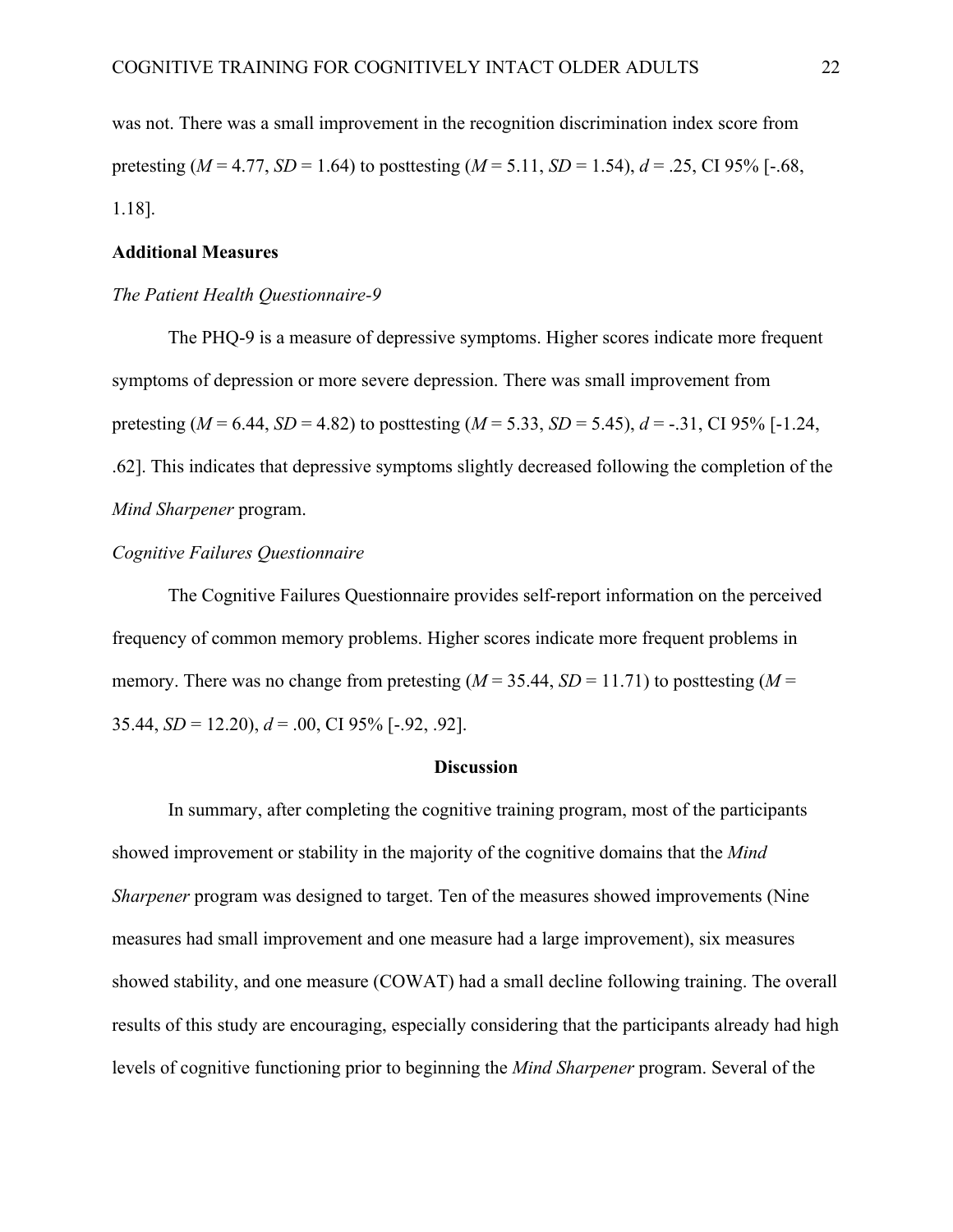was not. There was a small improvement in the recognition discrimination index score from pretesting (*M* = 4.77, *SD* = 1.64) to posttesting (*M* = 5.11, *SD* = 1.54), *d* = .25, CI 95% [-.68, 1.18].

**Additional Measures**

*The Patient Health Questionnaire-9*

The PHQ-9 is a measure of depressive symptoms. Higher scores indicate more frequent symptoms of depression or more severe depression. There was small improvement from pretesting (*M* = 6.44, *SD* = 4.82) to posttesting (*M* = 5.33, *SD* = 5.45), *d* = -.31, CI 95% [-1.24, .62]. This indicates that depressive symptoms slightly decreased following the completion of the *Mind Sharpener* program.

*Cognitive Failures Questionnaire*

The Cognitive Failures Questionnaire provides self-report information on the perceived frequency of common memory problems. Higher scores indicate more frequent problems in memory. There was no change from pretesting (*M* = 35.44, *SD* = 11.71) to posttesting (*M* = 35.44, *SD* = 12.20), *d* = .00, CI 95% [-.92, .92].

## Discussion

In summary, after completing the cognitive training program, most of the participants showed improvement or stability in the majority of the cognitive domains that the *Mind Sharpener* program was designed to target. Ten of the measures showed improvements (Nine measures had small improvement and one measure had a large improvement), six measures showed stability, and one measure (COWAT) had a small decline following training. The overall results of this study are encouraging, especially considering that the participants already had high levels of cognitive functioning prior to beginning the *Mind Sharpener* program. Several of the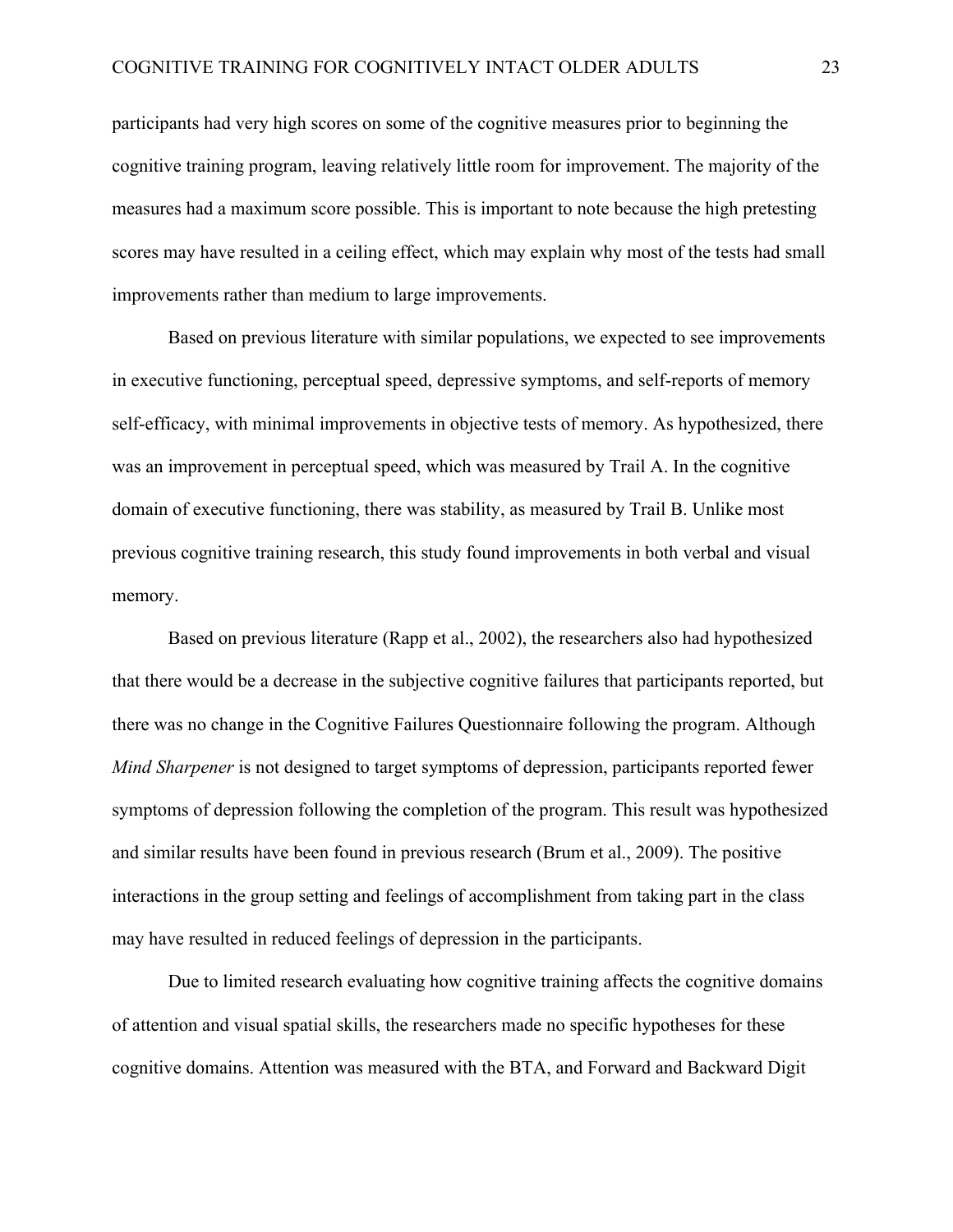participants had very high scores on some of the cognitive measures prior to beginning the cognitive training program, leaving relatively little room for improvement. The majority of the measures had a maximum score possible. This is important to note because the high pretesting scores may have resulted in a ceiling effect, which may explain why most of the tests had small improvements rather than medium to large improvements.

Based on previous literature with similar populations, we expected to see improvements in executive functioning, perceptual speed, depressive symptoms, and self-reports of memory self-efficacy, with minimal improvements in objective tests of memory. As hypothesized, there was an improvement in perceptual speed, which was measured by Trail A. In the cognitive domain of executive functioning, there was stability, as measured by Trail B. Unlike most previous cognitive training research, this study found improvements in both verbal and visual memory.

Based on previous literature (Rapp et al., 2002), the researchers also had hypothesized that there would be a decrease in the subjective cognitive failures that participants reported, but there was no change in the Cognitive Failures Questionnaire following the program. Although *Mind Sharpener* is not designed to target symptoms of depression, participants reported fewer symptoms of depression following the completion of the program. This result was hypothesized and similar results have been found in previous research (Brum et al., 2009). The positive interactions in the group setting and feelings of accomplishment from taking part in the class may have resulted in reduced feelings of depression in the participants.

Due to limited research evaluating how cognitive training affects the cognitive domains of attention and visual spatial skills, the researchers made no specific hypotheses for these cognitive domains. Attention was measured with the BTA, and Forward and Backward Digit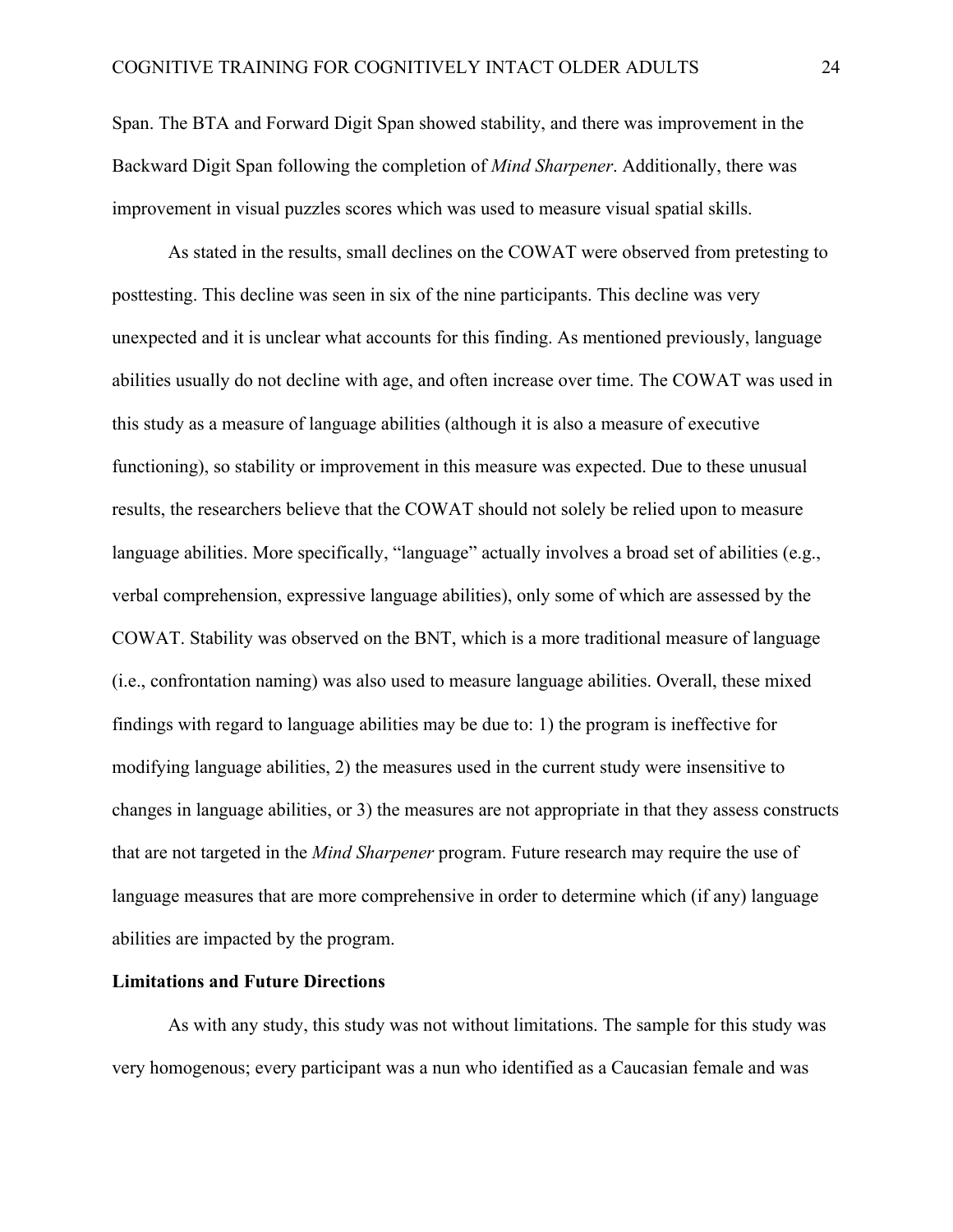Span. The BTA and Forward Digit Span showed stability, and there was improvement in the Backward Digit Span following the completion of *Mind Sharpener*. Additionally, there was improvement in visual puzzles scores which was used to measure visual spatial skills.

As stated in the results, small declines on the COWAT were observed from pretesting to posttesting. This decline was seen in six of the nine participants. This decline was very unexpected and it is unclear what accounts for this finding. As mentioned previously, language abilities usually do not decline with age, and often increase over time. The COWAT was used in this study as a measure of language abilities (although it is also a measure of executive functioning), so stability or improvement in this measure was expected. Due to these unusual results, the researchers believe that the COWAT should not solely be relied upon to measure language abilities. More specifically, "language" actually involves a broad set of abilities (e.g., verbal comprehension, expressive language abilities), only some of which are assessed by the COWAT. Stability was observed on the BNT, which is a more traditional measure of language (i.e., confrontation naming) was also used to measure language abilities. Overall, these mixed findings with regard to language abilities may be due to: 1) the program is ineffective for modifying language abilities, 2) the measures used in the current study were insensitive to changes in language abilities, or 3) the measures are not appropriate in that they assess constructs that are not targeted in the *Mind Sharpener* program. Future research may require the use of language measures that are more comprehensive in order to determine which (if any) language abilities are impacted by the program.

**Limitations and Future Directions**

As with any study, this study was not without limitations. The sample for this study was very homogenous; every participant was a nun who identified as a Caucasian female and was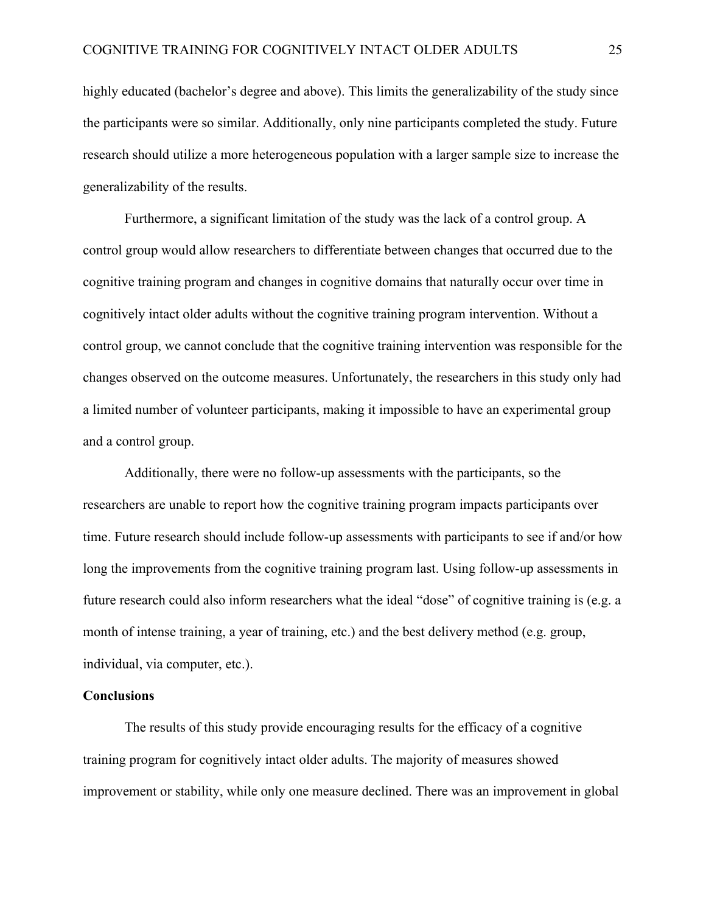highly educated (bachelor's degree and above). This limits the generalizability of the study since the participants were so similar. Additionally, only nine participants completed the study. Future research should utilize a more heterogeneous population with a larger sample size to increase the generalizability of the results.

Furthermore, a significant limitation of the study was the lack of a control group. A control group would allow researchers to differentiate between changes that occurred due to the cognitive training program and changes in cognitive domains that naturally occur over time in cognitively intact older adults without the cognitive training program intervention. Without a control group, we cannot conclude that the cognitive training intervention was responsible for the changes observed on the outcome measures. Unfortunately, the researchers in this study only had a limited number of volunteer participants, making it impossible to have an experimental group and a control group.

Additionally, there were no follow-up assessments with the participants, so the researchers are unable to report how the cognitive training program impacts participants over time. Future research should include follow-up assessments with participants to see if and/or how long the improvements from the cognitive training program last. Using follow-up assessments in future research could also inform researchers what the ideal "dose" of cognitive training is (e.g. a month of intense training, a year of training, etc.) and the best delivery method (e.g. group, individual, via computer, etc.).

**Conclusions**

The results of this study provide encouraging results for the efficacy of a cognitive training program for cognitively intact older adults. The majority of measures showed improvement or stability, while only one measure declined. There was an improvement in global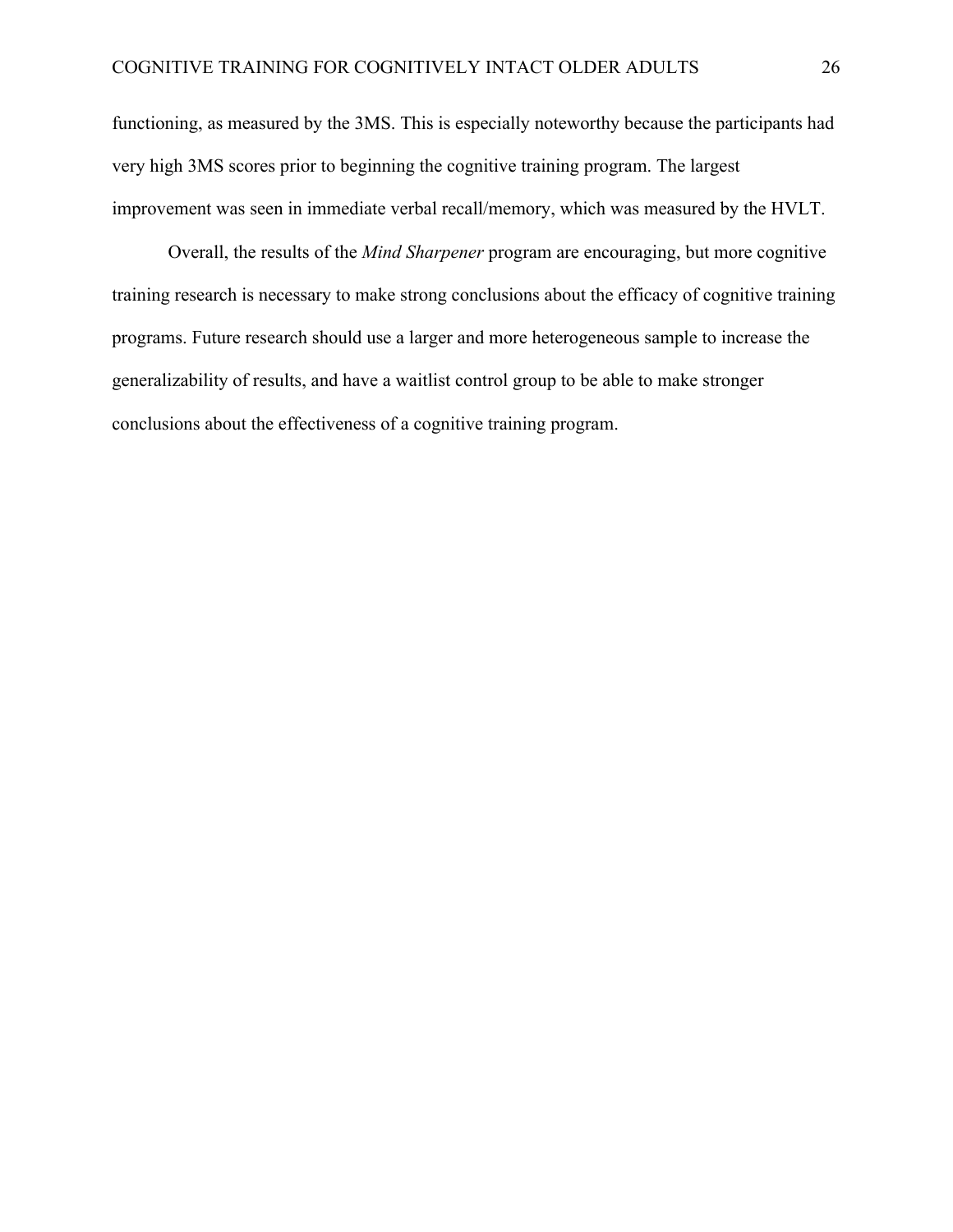functioning, as measured by the 3MS. This is especially noteworthy because the participants had very high 3MS scores prior to beginning the cognitive training program. The largest improvement was seen in immediate verbal recall/memory, which was measured by the HVLT.

Overall, the results of the *Mind Sharpener* program are encouraging, but more cognitive training research is necessary to make strong conclusions about the efficacy of cognitive training programs. Future research should use a larger and more heterogeneous sample to increase the generalizability of results, and have a waitlist control group to be able to make stronger conclusions about the effectiveness of a cognitive training program.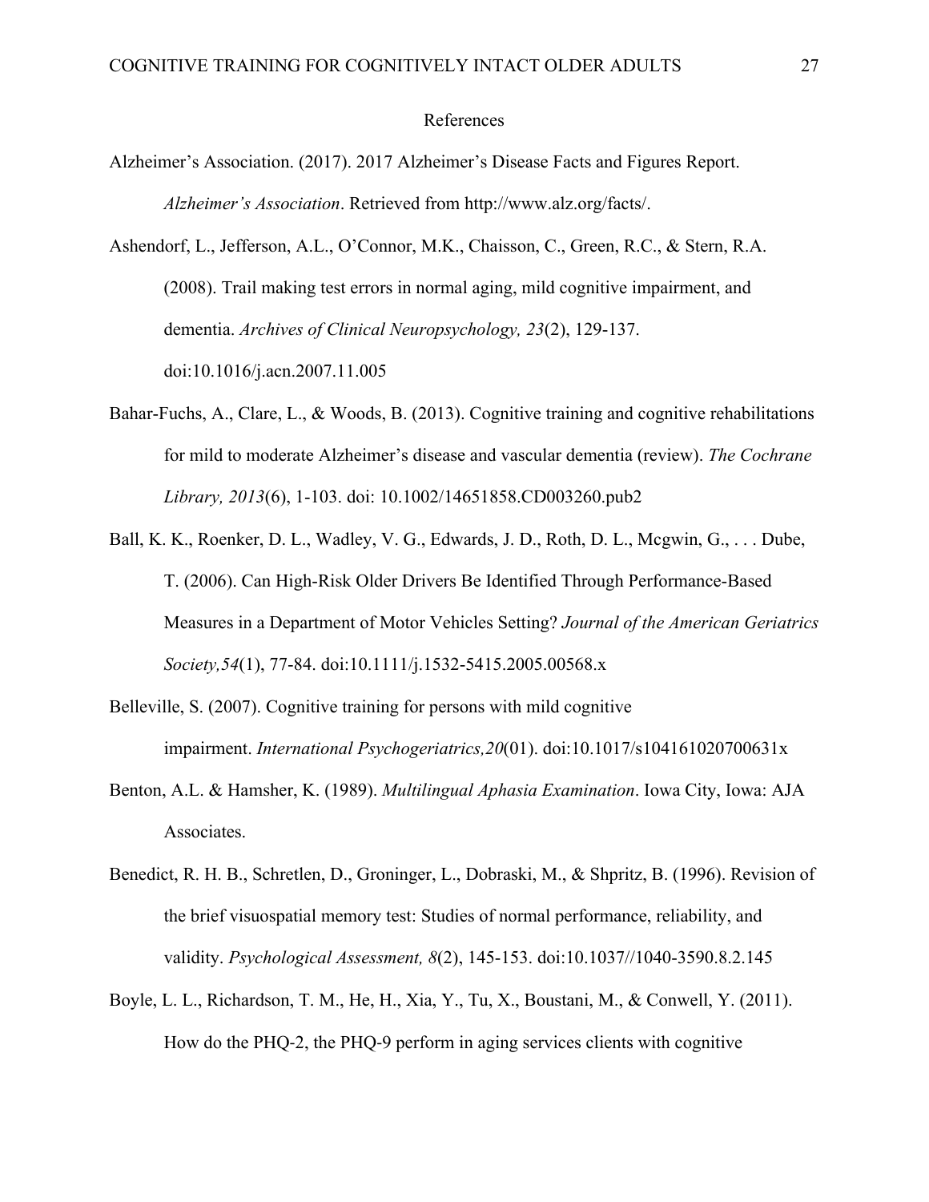# References

Alzheimer's Association. (2017). 2017 Alzheimer's Disease Facts and Figures Report. *Alzheimer's Association*. Retrieved from http://www.alz.org/facts/.

Ashendorf, L., Jefferson, A.L., O'Connor, M.K., Chaisson, C., Green, R.C., & Stern, R.A. (2008). Trail making test errors in normal aging, mild cognitive impairment, and dementia. *Archives of Clinical Neuropsychology, 23*(2), 129-137. doi:10.1016/j.acn.2007.11.005

Bahar-Fuchs, A., Clare, L., & Woods, B. (2013). Cognitive training and cognitive rehabilitations for mild to moderate Alzheimer's disease and vascular dementia (review). *The Cochrane Library, 2013*(6), 1-103. doi: 10.1002/14651858.CD003260.pub2

Ball, K. K., Roenker, D. L., Wadley, V. G., Edwards, J. D., Roth, D. L., Mcgwin, G., . . . Dube, T. (2006). Can High-Risk Older Drivers Be Identified Through Performance-Based Measures in a Department of Motor Vehicles Setting? *Journal of the American Geriatrics Society,54*(1), 77-84. doi:10.1111/j.1532-5415.2005.00568.x

Belleville, S. (2007). Cognitive training for persons with mild cognitive impairment. *International Psychogeriatrics,20*(01). doi:10.1017/s104161020700631x

Benton, A.L. & Hamsher, K. (1989). *Multilingual Aphasia Examination*. Iowa City, Iowa: AJA Associates.

Benedict, R. H. B., Schretlen, D., Groninger, L., Dobraski, M., & Shpritz, B. (1996). Revision of the brief visuospatial memory test: Studies of normal performance, reliability, and validity. *Psychological Assessment, 8*(2), 145-153. doi:10.1037//1040-3590.8.2.145

Boyle, L. L., Richardson, T. M., He, H., Xia, Y., Tu, X., Boustani, M., & Conwell, Y. (2011). How do the PHQ-2, the PHQ-9 perform in aging services clients with cognitive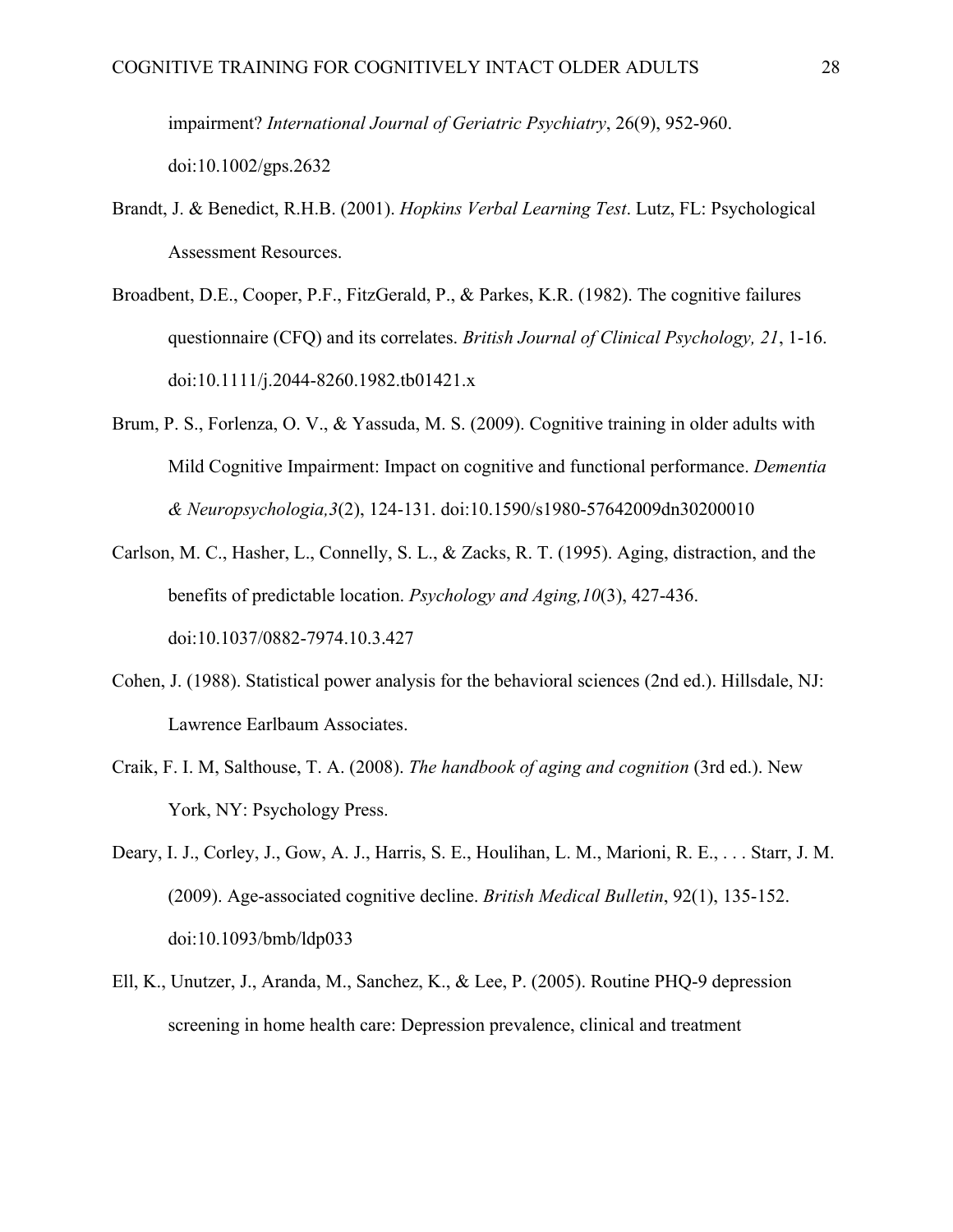impairment? *International Journal of Geriatric Psychiatry*, 26(9), 952-960. doi:10.1002/gps.2632

Brandt, J. & Benedict, R.H.B. (2001). *Hopkins Verbal Learning Test*. Lutz, FL: Psychological Assessment Resources.

Broadbent, D.E., Cooper, P.F., FitzGerald, P., & Parkes, K.R. (1982). The cognitive failures questionnaire (CFQ) and its correlates. *British Journal of Clinical Psychology, 21*, 1-16. doi:10.1111/j.2044-8260.1982.tb01421.x

Brum, P. S., Forlenza, O. V., & Yassuda, M. S. (2009). Cognitive training in older adults with Mild Cognitive Impairment: Impact on cognitive and functional performance. *Dementia & Neuropsychologia,3*(2), 124-131. doi:10.1590/s1980-57642009dn30200010

Carlson, M. C., Hasher, L., Connelly, S. L., & Zacks, R. T. (1995). Aging, distraction, and the benefits of predictable location. *Psychology and Aging,10*(3), 427-436. doi:10.1037/0882-7974.10.3.427

Cohen, J. (1988). Statistical power analysis for the behavioral sciences (2nd ed.). Hillsdale, NJ: Lawrence Earlbaum Associates.

Craik, F. I. M, Salthouse, T. A. (2008). *The handbook of aging and cognition* (3rd ed.). New York, NY: Psychology Press.

Deary, I. J., Corley, J., Gow, A. J., Harris, S. E., Houlihan, L. M., Marioni, R. E., . . . Starr, J. M. (2009). Age-associated cognitive decline. *British Medical Bulletin*, 92(1), 135-152. doi:10.1093/bmb/ldp033

Ell, K., Unutzer, J., Aranda, M., Sanchez, K., & Lee, P. (2005). Routine PHQ-9 depression screening in home health care: Depression prevalence, clinical and treatment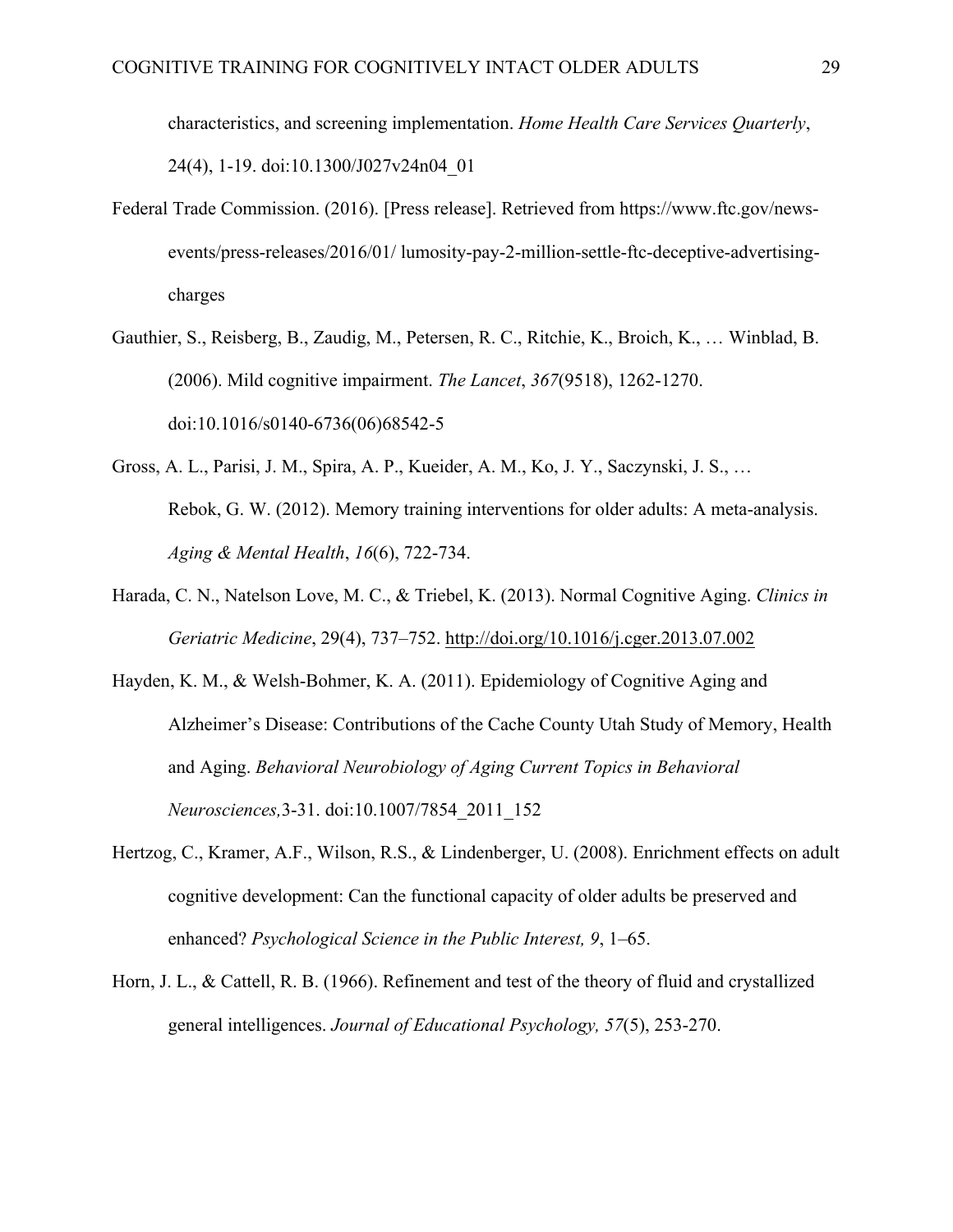characteristics, and screening implementation. *Home Health Care Services Quarterly*, 24(4), 1-19. doi:10.1300/J027v24n04_01

Federal Trade Commission. (2016). [Press release]. Retrieved from https://www.ftc.gov/news-events/press-releases/2016/01/ lumosity-pay-2-million-settle-ftc-deceptive-advertising-charges

Gauthier, S., Reisberg, B., Zaudig, M., Petersen, R. C., Ritchie, K., Broich, K., … Winblad, B. (2006). Mild cognitive impairment. *The Lancet*, *367*(9518), 1262-1270. doi:10.1016/s0140-6736(06)68542-5

Gross, A. L., Parisi, J. M., Spira, A. P., Kueider, A. M., Ko, J. Y., Saczynski, J. S., … Rebok, G. W. (2012). Memory training interventions for older adults: A meta-analysis. *Aging & Mental Health*, *16*(6), 722-734.

Harada, C. N., Natelson Love, M. C., & Triebel, K. (2013). Normal Cognitive Aging. *Clinics in Geriatric Medicine*, 29(4), 737–752. http://doi.org/10.1016/j.cger.2013.07.002

Hayden, K. M., & Welsh-Bohmer, K. A. (2011). Epidemiology of Cognitive Aging and Alzheimer's Disease: Contributions of the Cache County Utah Study of Memory, Health and Aging. *Behavioral Neurobiology of Aging Current Topics in Behavioral Neurosciences,*3-31. doi:10.1007/7854_2011_152

Hertzog, C., Kramer, A.F., Wilson, R.S., & Lindenberger, U. (2008). Enrichment effects on adult cognitive development: Can the functional capacity of older adults be preserved and enhanced? *Psychological Science in the Public Interest, 9*, 1–65.

Horn, J. L., & Cattell, R. B. (1966). Refinement and test of the theory of fluid and crystallized general intelligences. *Journal of Educational Psychology, 57*(5), 253-270.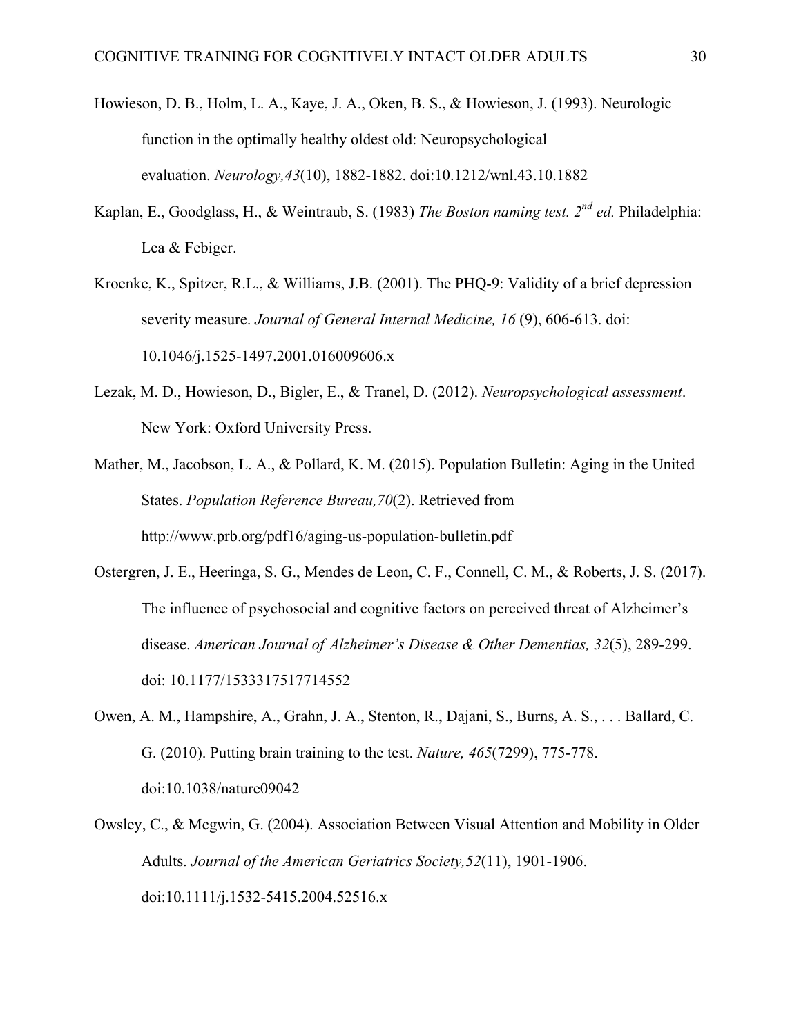Howieson, D. B., Holm, L. A., Kaye, J. A., Oken, B. S., & Howieson, J. (1993). Neurologic function in the optimally healthy oldest old: Neuropsychological evaluation. *Neurology,43*(10), 1882-1882. doi:10.1212/wnl.43.10.1882

Kaplan, E., Goodglass, H., & Weintraub, S. (1983) *The Boston naming test. 2nd ed.* Philadelphia: Lea & Febiger.

Kroenke, K., Spitzer, R.L., & Williams, J.B. (2001). The PHQ-9: Validity of a brief depression severity measure. *Journal of General Internal Medicine, 16* (9), 606-613. doi: 10.1046/j.1525-1497.2001.016009606.x

Lezak, M. D., Howieson, D., Bigler, E., & Tranel, D. (2012). *Neuropsychological assessment*. New York: Oxford University Press.

Mather, M., Jacobson, L. A., & Pollard, K. M. (2015). Population Bulletin: Aging in the United States. *Population Reference Bureau,70*(2). Retrieved from http://www.prb.org/pdf16/aging-us-population-bulletin.pdf

Ostergren, J. E., Heeringa, S. G., Mendes de Leon, C. F., Connell, C. M., & Roberts, J. S. (2017). The influence of psychosocial and cognitive factors on perceived threat of Alzheimer's disease. *American Journal of Alzheimer's Disease & Other Dementias, 32*(5), 289-299. doi: 10.1177/1533317517714552

Owen, A. M., Hampshire, A., Grahn, J. A., Stenton, R., Dajani, S., Burns, A. S., . . . Ballard, C. G. (2010). Putting brain training to the test. *Nature, 465*(7299), 775-778. doi:10.1038/nature09042

Owsley, C., & Mcgwin, G. (2004). Association Between Visual Attention and Mobility in Older Adults. *Journal of the American Geriatrics Society,52*(11), 1901-1906. doi:10.1111/j.1532-5415.2004.52516.x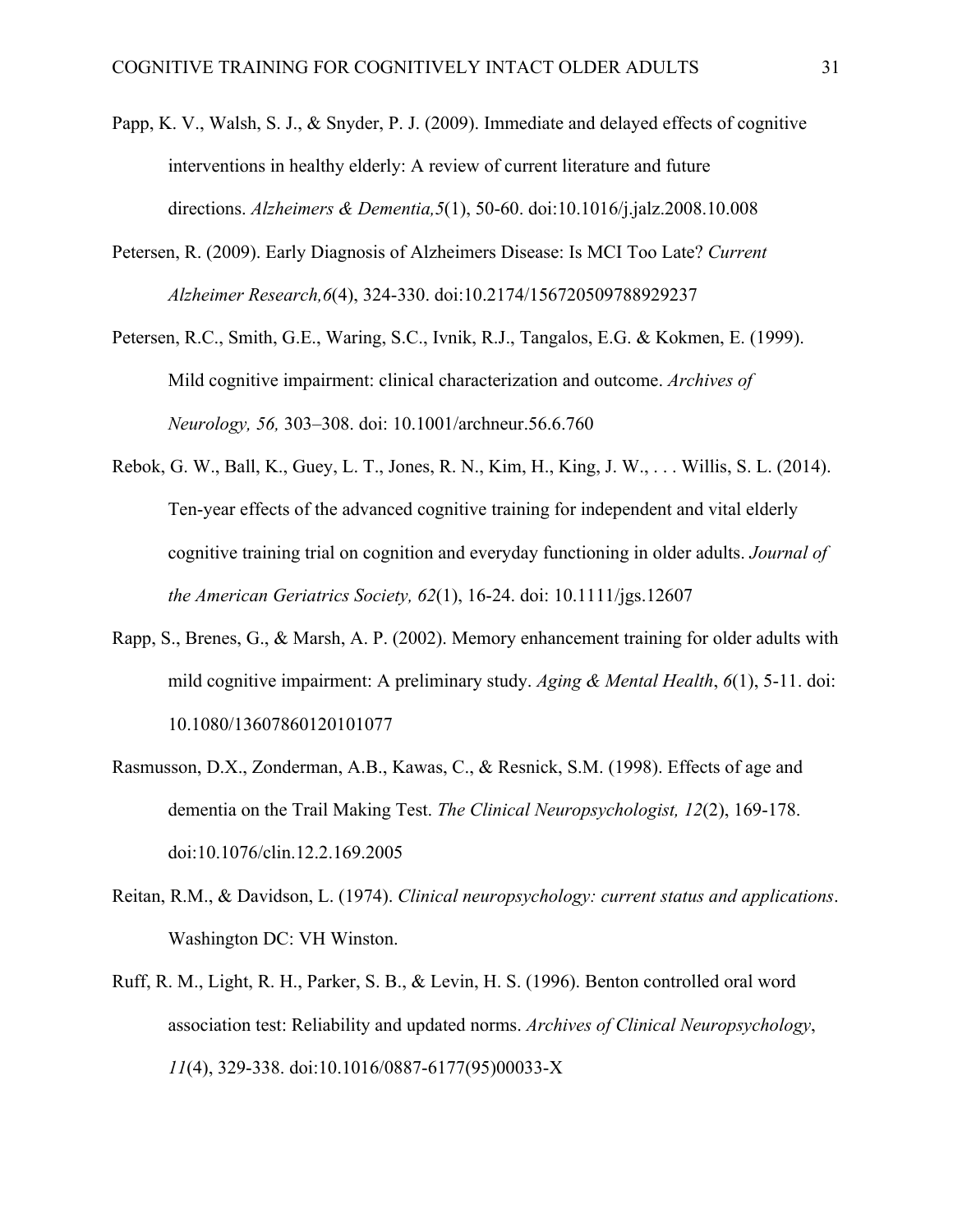Papp, K. V., Walsh, S. J., & Snyder, P. J. (2009). Immediate and delayed effects of cognitive interventions in healthy elderly: A review of current literature and future directions. *Alzheimers & Dementia,5*(1), 50-60. doi:10.1016/j.jalz.2008.10.008

Petersen, R. (2009). Early Diagnosis of Alzheimers Disease: Is MCI Too Late? *Current Alzheimer Research,6*(4), 324-330. doi:10.2174/156720509788929237

Petersen, R.C., Smith, G.E., Waring, S.C., Ivnik, R.J., Tangalos, E.G. & Kokmen, E. (1999). Mild cognitive impairment: clinical characterization and outcome. *Archives of Neurology, 56,* 303–308. doi: 10.1001/archneur.56.6.760

Rebok, G. W., Ball, K., Guey, L. T., Jones, R. N., Kim, H., King, J. W., . . . Willis, S. L. (2014). Ten-year effects of the advanced cognitive training for independent and vital elderly cognitive training trial on cognition and everyday functioning in older adults. *Journal of the American Geriatrics Society, 62*(1), 16-24. doi: 10.1111/jgs.12607

Rapp, S., Brenes, G., & Marsh, A. P. (2002). Memory enhancement training for older adults with mild cognitive impairment: A preliminary study. *Aging & Mental Health*, *6*(1), 5-11. doi: 10.1080/13607860120101077

Rasmusson, D.X., Zonderman, A.B., Kawas, C., & Resnick, S.M. (1998). Effects of age and dementia on the Trail Making Test. *The Clinical Neuropsychologist, 12*(2), 169-178. doi:10.1076/clin.12.2.169.2005

Reitan, R.M., & Davidson, L. (1974). *Clinical neuropsychology: current status and applications*. Washington DC: VH Winston.

Ruff, R. M., Light, R. H., Parker, S. B., & Levin, H. S. (1996). Benton controlled oral word association test: Reliability and updated norms. *Archives of Clinical Neuropsychology*, *11*(4), 329-338. doi:10.1016/0887-6177(95)00033-X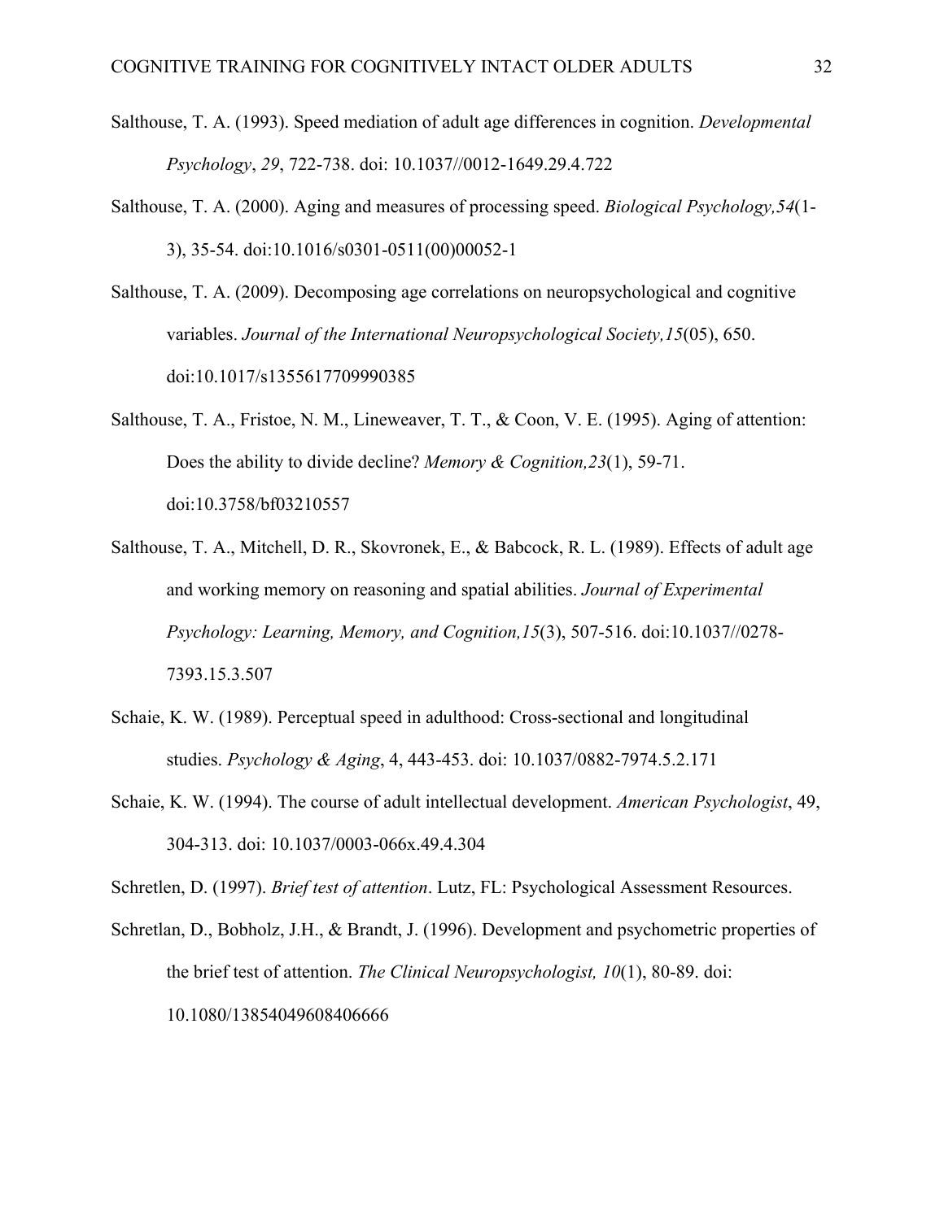Salthouse, T. A. (1993). Speed mediation of adult age differences in cognition. *Developmental Psychology*, *29*, 722-738. doi: 10.1037//0012-1649.29.4.722

Salthouse, T. A. (2000). Aging and measures of processing speed. *Biological Psychology,54*(1-3), 35-54. doi:10.1016/s0301-0511(00)00052-1

Salthouse, T. A. (2009). Decomposing age correlations on neuropsychological and cognitive variables. *Journal of the International Neuropsychological Society,15*(05), 650. doi:10.1017/s1355617709990385

Salthouse, T. A., Fristoe, N. M., Lineweaver, T. T., & Coon, V. E. (1995). Aging of attention: Does the ability to divide decline? *Memory & Cognition,23*(1), 59-71. doi:10.3758/bf03210557

Salthouse, T. A., Mitchell, D. R., Skovronek, E., & Babcock, R. L. (1989). Effects of adult age and working memory on reasoning and spatial abilities. *Journal of Experimental Psychology: Learning, Memory, and Cognition,15*(3), 507-516. doi:10.1037//0278-7393.15.3.507

Schaie, K. W. (1989). Perceptual speed in adulthood: Cross-sectional and longitudinal studies. *Psychology & Aging*, 4, 443-453. doi: 10.1037/0882-7974.5.2.171

Schaie, K. W. (1994). The course of adult intellectual development. *American Psychologist*, 49, 304-313. doi: 10.1037/0003-066x.49.4.304

Schretlen, D. (1997). *Brief test of attention*. Lutz, FL: Psychological Assessment Resources.

Schretlan, D., Bobholz, J.H., & Brandt, J. (1996). Development and psychometric properties of the brief test of attention. *The Clinical Neuropsychologist, 10*(1), 80-89. doi: 10.1080/13854049608406666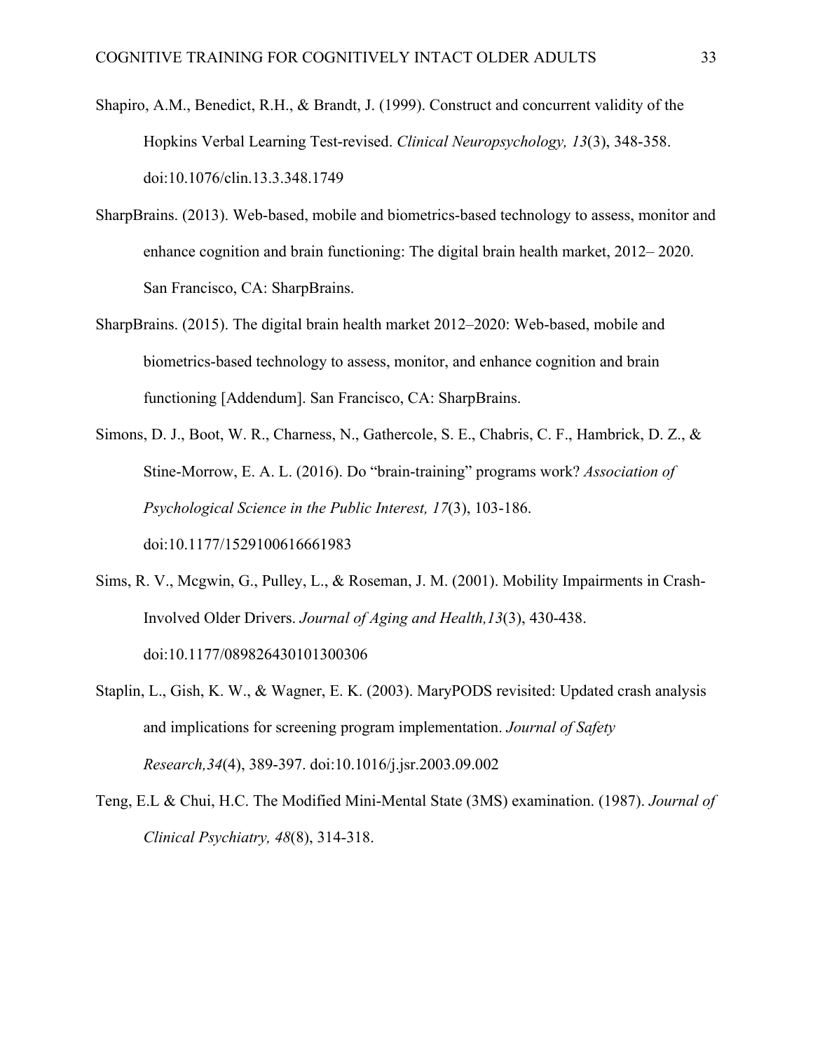Shapiro, A.M., Benedict, R.H., & Brandt, J. (1999). Construct and concurrent validity of the Hopkins Verbal Learning Test-revised. *Clinical Neuropsychology, 13*(3), 348-358. doi:10.1076/clin.13.3.348.1749

SharpBrains. (2013). Web-based, mobile and biometrics-based technology to assess, monitor and enhance cognition and brain functioning: The digital brain health market, 2012– 2020. San Francisco, CA: SharpBrains.

SharpBrains. (2015). The digital brain health market 2012–2020: Web-based, mobile and biometrics-based technology to assess, monitor, and enhance cognition and brain functioning [Addendum]. San Francisco, CA: SharpBrains.

Simons, D. J., Boot, W. R., Charness, N., Gathercole, S. E., Chabris, C. F., Hambrick, D. Z., & Stine-Morrow, E. A. L. (2016). Do "brain-training" programs work? *Association of Psychological Science in the Public Interest, 17*(3), 103-186. doi:10.1177/1529100616661983

Sims, R. V., Mcgwin, G., Pulley, L., & Roseman, J. M. (2001). Mobility Impairments in Crash-Involved Older Drivers. *Journal of Aging and Health,13*(3), 430-438. doi:10.1177/089826430101300306

Staplin, L., Gish, K. W., & Wagner, E. K. (2003). MaryPODS revisited: Updated crash analysis and implications for screening program implementation. *Journal of Safety Research,34*(4), 389-397. doi:10.1016/j.jsr.2003.09.002

Teng, E.L & Chui, H.C. The Modified Mini-Mental State (3MS) examination. (1987). *Journal of Clinical Psychiatry, 48*(8), 314-318.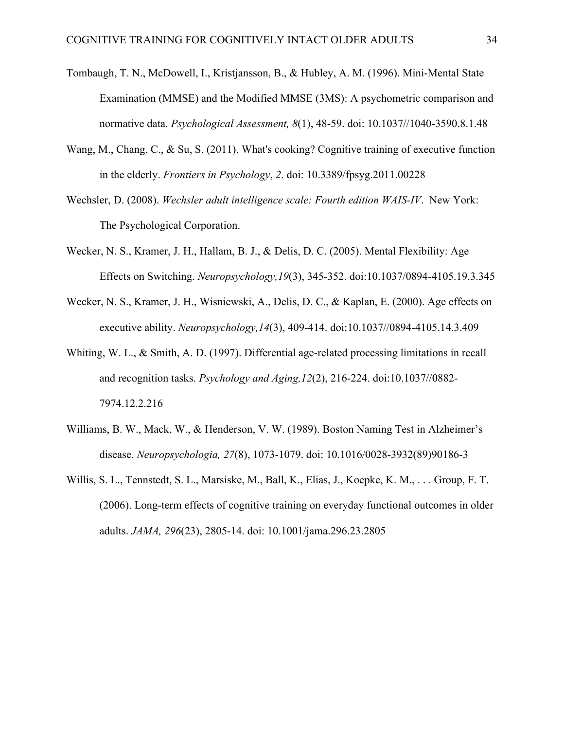Tombaugh, T. N., McDowell, I., Kristjansson, B., & Hubley, A. M. (1996). Mini-Mental State Examination (MMSE) and the Modified MMSE (3MS): A psychometric comparison and normative data. *Psychological Assessment, 8*(1), 48-59. doi: 10.1037//1040-3590.8.1.48

Wang, M., Chang, C., & Su, S. (2011). What's cooking? Cognitive training of executive function in the elderly. *Frontiers in Psychology*, *2*. doi: 10.3389/fpsyg.2011.00228

Wechsler, D. (2008). *Wechsler adult intelligence scale: Fourth edition WAIS-IV*. New York: The Psychological Corporation.

Wecker, N. S., Kramer, J. H., Hallam, B. J., & Delis, D. C. (2005). Mental Flexibility: Age Effects on Switching. *Neuropsychology,19*(3), 345-352. doi:10.1037/0894-4105.19.3.345

Wecker, N. S., Kramer, J. H., Wisniewski, A., Delis, D. C., & Kaplan, E. (2000). Age effects on executive ability. *Neuropsychology,14*(3), 409-414. doi:10.1037//0894-4105.14.3.409

Whiting, W. L., & Smith, A. D. (1997). Differential age-related processing limitations in recall and recognition tasks. *Psychology and Aging,12*(2), 216-224. doi:10.1037//0882-7974.12.2.216

Williams, B. W., Mack, W., & Henderson, V. W. (1989). Boston Naming Test in Alzheimer's disease. *Neuropsychologia, 27*(8), 1073-1079. doi: 10.1016/0028-3932(89)90186-3

Willis, S. L., Tennstedt, S. L., Marsiske, M., Ball, K., Elias, J., Koepke, K. M., . . . Group, F. T. (2006). Long-term effects of cognitive training on everyday functional outcomes in older adults. *JAMA, 296*(23), 2805-14. doi: 10.1001/jama.296.23.2805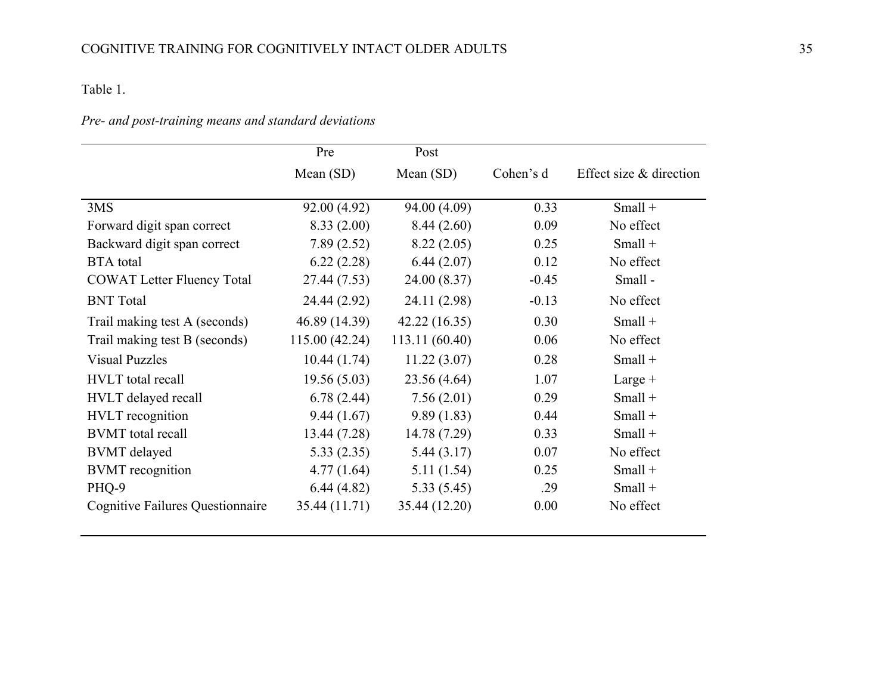Table 1.

*Pre- and post-training means and standard deviations*

| | Pre Mean (SD) | Post Mean (SD) | Cohen's d | Effect size & direction |
|---|---|---|---|---|
| 3MS | 92.00 (4.92) | 94.00 (4.09) | 0.33 | Small + |
| Forward digit span correct | 8.33 (2.00) | 8.44 (2.60) | 0.09 | No effect |
| Backward digit span correct | 7.89 (2.52) | 8.22 (2.05) | 0.25 | Small + |
| BTA total | 6.22 (2.28) | 6.44 (2.07) | 0.12 | No effect |
| COWAT Letter Fluency Total | 27.44 (7.53) | 24.00 (8.37) | -0.45 | Small - |
| BNT Total | 24.44 (2.92) | 24.11 (2.98) | -0.13 | No effect |
| Trail making test A (seconds) | 46.89 (14.39) | 42.22 (16.35) | 0.30 | Small + |
| Trail making test B (seconds) | 115.00 (42.24) | 113.11 (60.40) | 0.06 | No effect |
| Visual Puzzles | 10.44 (1.74) | 11.22 (3.07) | 0.28 | Small + |
| HVLT total recall | 19.56 (5.03) | 23.56 (4.64) | 1.07 | Large + |
| HVLT delayed recall | 6.78 (2.44) | 7.56 (2.01) | 0.29 | Small + |
| HVLT recognition | 9.44 (1.67) | 9.89 (1.83) | 0.44 | Small + |
| BVMT total recall | 13.44 (7.28) | 14.78 (7.29) | 0.33 | Small + |
| BVMT delayed | 5.33 (2.35) | 5.44 (3.17) | 0.07 | No effect |
| BVMT recognition | 4.77 (1.64) | 5.11 (1.54) | 0.25 | Small + |
| PHQ-9 | 6.44 (4.82) | 5.33 (5.45) | .29 | Small + |
| Cognitive Failures Questionnaire | 35.44 (11.71) | 35.44 (12.20) | 0.00 | No effect |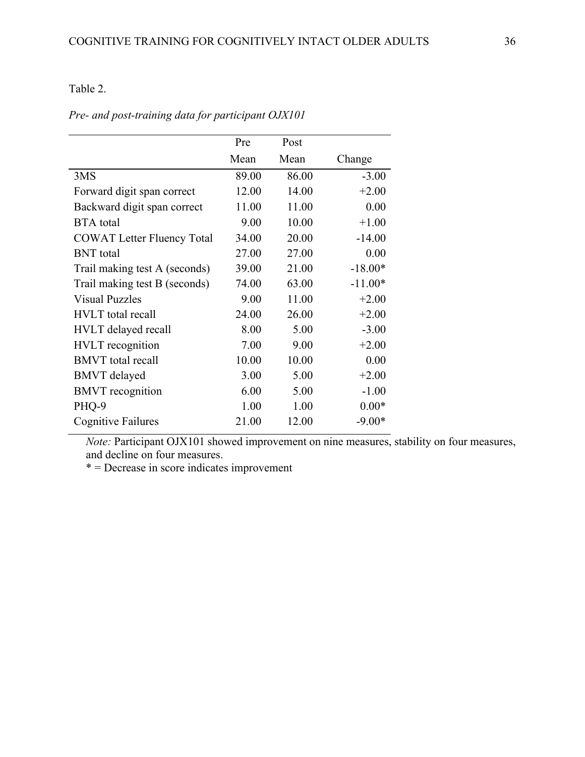Table 2.

*Pre- and post-training data for participant OJX101*

| | Pre Mean | Post Mean | Change |
|---|---|---|---|
| 3MS | 89.00 | 86.00 | -3.00 |
| Forward digit span correct | 12.00 | 14.00 | +2.00 |
| Backward digit span correct | 11.00 | 11.00 | 0.00 |
| BTA total | 9.00 | 10.00 | +1.00 |
| COWAT Letter Fluency Total | 34.00 | 20.00 | -14.00 |
| BNT total | 27.00 | 27.00 | 0.00 |
| Trail making test A (seconds) | 39.00 | 21.00 | -18.00* |
| Trail making test B (seconds) | 74.00 | 63.00 | -11.00* |
| Visual Puzzles | 9.00 | 11.00 | +2.00 |
| HVLT total recall | 24.00 | 26.00 | +2.00 |
| HVLT delayed recall | 8.00 | 5.00 | -3.00 |
| HVLT recognition | 7.00 | 9.00 | +2.00 |
| BMVT total recall | 10.00 | 10.00 | 0.00 |
| BMVT delayed | 3.00 | 5.00 | +2.00 |
| BMVT recognition | 6.00 | 5.00 | -1.00 |
| PHQ-9 | 1.00 | 1.00 | 0.00* |
| Cognitive Failures | 21.00 | 12.00 | -9.00* |

*Note:* Participant OJX101 showed improvement on nine measures, stability on four measures, and decline on four measures.
* = Decrease in score indicates improvement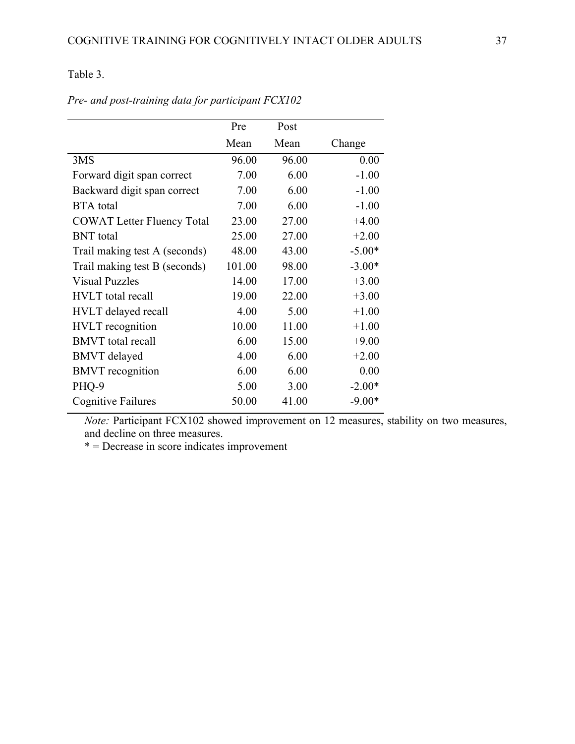Table 3.

*Pre- and post-training data for participant FCX102*

| | Pre Mean | Post Mean | Change |
|---|---|---|---|
| 3MS | 96.00 | 96.00 | 0.00 |
| Forward digit span correct | 7.00 | 6.00 | -1.00 |
| Backward digit span correct | 7.00 | 6.00 | -1.00 |
| BTA total | 7.00 | 6.00 | -1.00 |
| COWAT Letter Fluency Total | 23.00 | 27.00 | +4.00 |
| BNT total | 25.00 | 27.00 | +2.00 |
| Trail making test A (seconds) | 48.00 | 43.00 | -5.00* |
| Trail making test B (seconds) | 101.00 | 98.00 | -3.00* |
| Visual Puzzles | 14.00 | 17.00 | +3.00 |
| HVLT total recall | 19.00 | 22.00 | +3.00 |
| HVLT delayed recall | 4.00 | 5.00 | +1.00 |
| HVLT recognition | 10.00 | 11.00 | +1.00 |
| BMVT total recall | 6.00 | 15.00 | +9.00 |
| BMVT delayed | 4.00 | 6.00 | +2.00 |
| BMVT recognition | 6.00 | 6.00 | 0.00 |
| PHQ-9 | 5.00 | 3.00 | -2.00* |
| Cognitive Failures | 50.00 | 41.00 | -9.00* |

*Note:* Participant FCX102 showed improvement on 12 measures, stability on two measures, and decline on three measures.
* = Decrease in score indicates improvement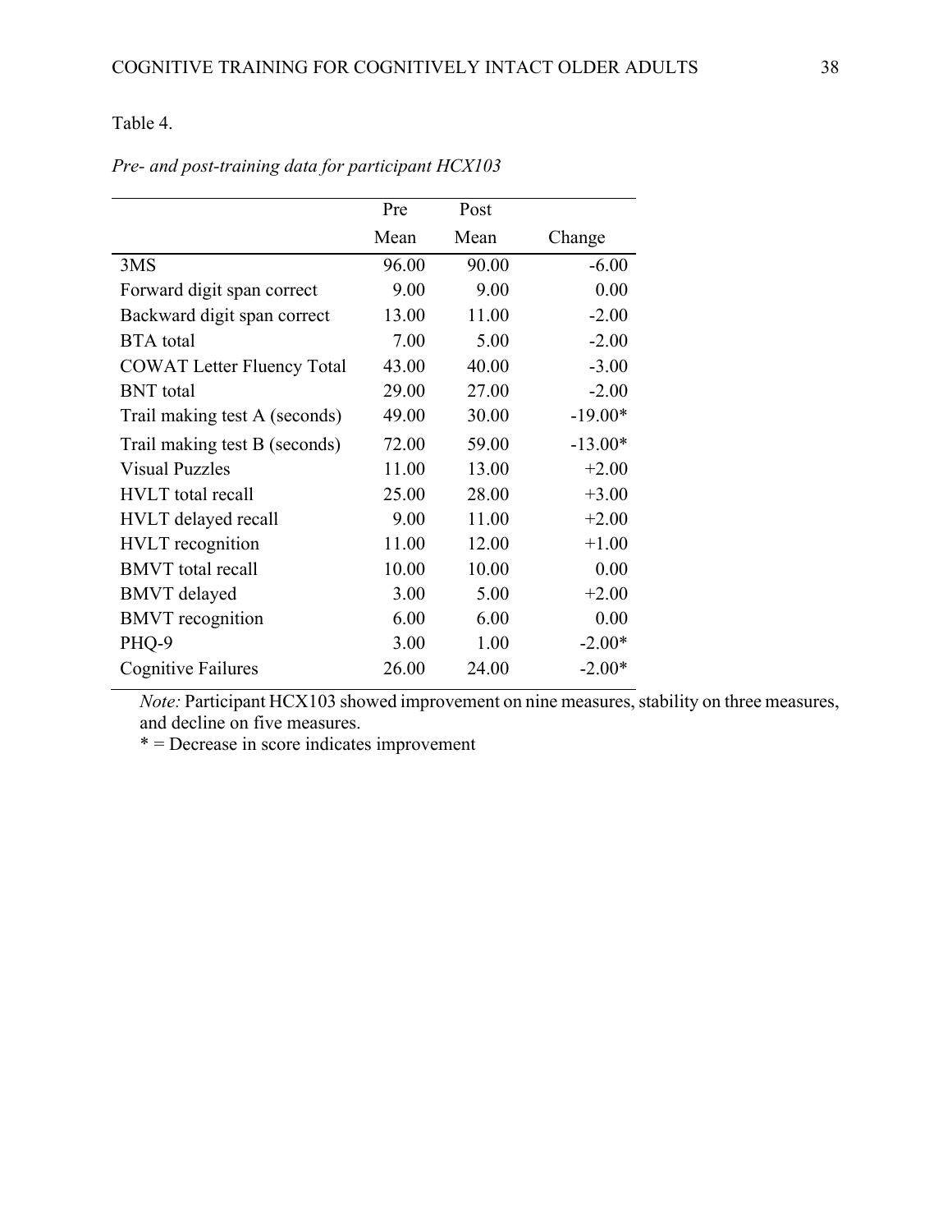Table 4.

*Pre- and post-training data for participant HCX103*

| | Pre Mean | Post Mean | Change |
|---|---|---|---|
| 3MS | 96.00 | 90.00 | -6.00 |
| Forward digit span correct | 9.00 | 9.00 | 0.00 |
| Backward digit span correct | 13.00 | 11.00 | -2.00 |
| BTA total | 7.00 | 5.00 | -2.00 |
| COWAT Letter Fluency Total | 43.00 | 40.00 | -3.00 |
| BNT total | 29.00 | 27.00 | -2.00 |
| Trail making test A (seconds) | 49.00 | 30.00 | -19.00* |
| Trail making test B (seconds) | 72.00 | 59.00 | -13.00* |
| Visual Puzzles | 11.00 | 13.00 | +2.00 |
| HVLT total recall | 25.00 | 28.00 | +3.00 |
| HVLT delayed recall | 9.00 | 11.00 | +2.00 |
| HVLT recognition | 11.00 | 12.00 | +1.00 |
| BMVT total recall | 10.00 | 10.00 | 0.00 |
| BMVT delayed | 3.00 | 5.00 | +2.00 |
| BMVT recognition | 6.00 | 6.00 | 0.00 |
| PHQ-9 | 3.00 | 1.00 | -2.00* |
| Cognitive Failures | 26.00 | 24.00 | -2.00* |

*Note:* Participant HCX103 showed improvement on nine measures, stability on three measures, and decline on five measures.
* = Decrease in score indicates improvement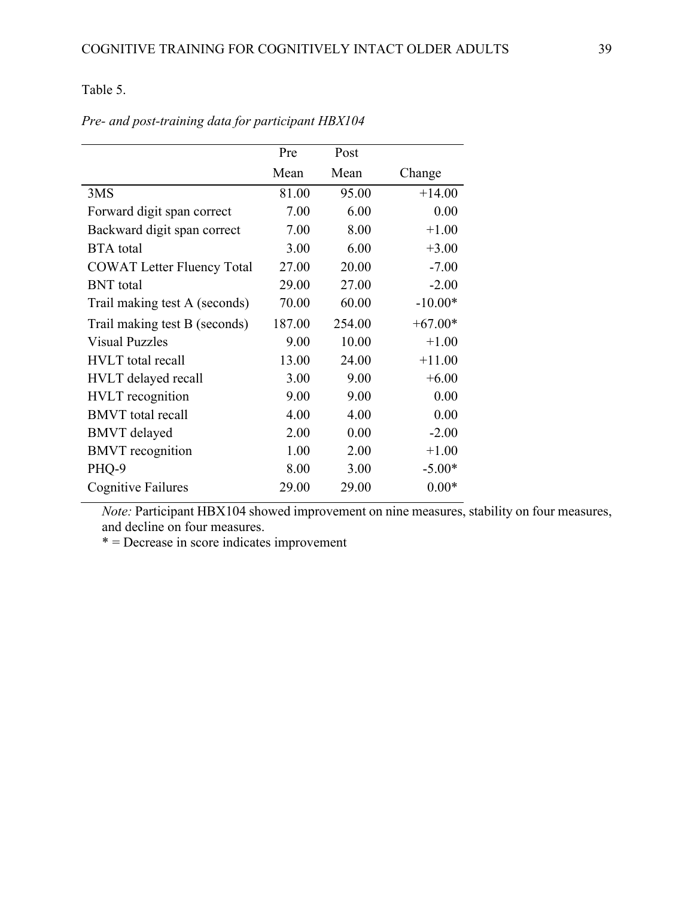Table 5.

*Pre- and post-training data for participant HBX104*

| | Pre Mean | Post Mean | Change |
|---|---|---|---|
| 3MS | 81.00 | 95.00 | +14.00 |
| Forward digit span correct | 7.00 | 6.00 | 0.00 |
| Backward digit span correct | 7.00 | 8.00 | +1.00 |
| BTA total | 3.00 | 6.00 | +3.00 |
| COWAT Letter Fluency Total | 27.00 | 20.00 | -7.00 |
| BNT total | 29.00 | 27.00 | -2.00 |
| Trail making test A (seconds) | 70.00 | 60.00 | -10.00* |
| Trail making test B (seconds) | 187.00 | 254.00 | +67.00* |
| Visual Puzzles | 9.00 | 10.00 | +1.00 |
| HVLT total recall | 13.00 | 24.00 | +11.00 |
| HVLT delayed recall | 3.00 | 9.00 | +6.00 |
| HVLT recognition | 9.00 | 9.00 | 0.00 |
| BMVT total recall | 4.00 | 4.00 | 0.00 |
| BMVT delayed | 2.00 | 0.00 | -2.00 |
| BMVT recognition | 1.00 | 2.00 | +1.00 |
| PHQ-9 | 8.00 | 3.00 | -5.00* |
| Cognitive Failures | 29.00 | 29.00 | 0.00* |

*Note:* Participant HBX104 showed improvement on nine measures, stability on four measures, and decline on four measures.
* = Decrease in score indicates improvement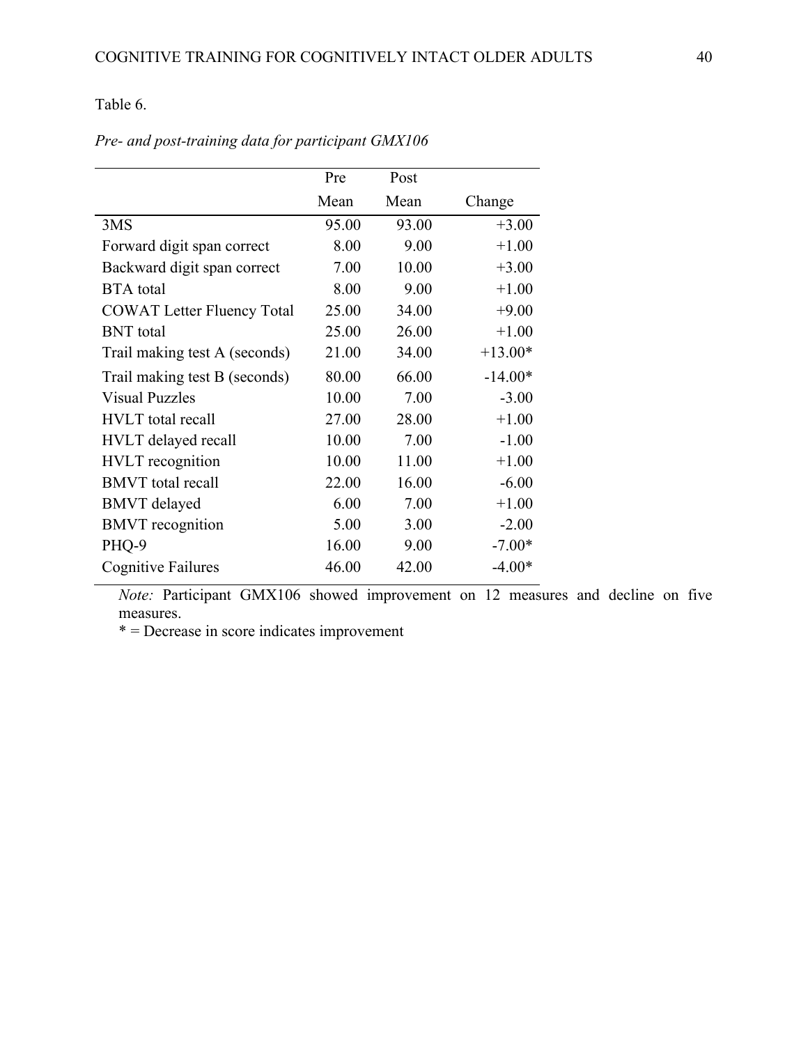Table 6.

*Pre- and post-training data for participant GMX106*

| | Pre Mean | Post Mean | Change |
|---|---|---|---|
| 3MS | 95.00 | 93.00 | +3.00 |
| Forward digit span correct | 8.00 | 9.00 | +1.00 |
| Backward digit span correct | 7.00 | 10.00 | +3.00 |
| BTA total | 8.00 | 9.00 | +1.00 |
| COWAT Letter Fluency Total | 25.00 | 34.00 | +9.00 |
| BNT total | 25.00 | 26.00 | +1.00 |
| Trail making test A (seconds) | 21.00 | 34.00 | +13.00* |
| Trail making test B (seconds) | 80.00 | 66.00 | -14.00* |
| Visual Puzzles | 10.00 | 7.00 | -3.00 |
| HVLT total recall | 27.00 | 28.00 | +1.00 |
| HVLT delayed recall | 10.00 | 7.00 | -1.00 |
| HVLT recognition | 10.00 | 11.00 | +1.00 |
| BMVT total recall | 22.00 | 16.00 | -6.00 |
| BMVT delayed | 6.00 | 7.00 | +1.00 |
| BMVT recognition | 5.00 | 3.00 | -2.00 |
| PHQ-9 | 16.00 | 9.00 | -7.00* |
| Cognitive Failures | 46.00 | 42.00 | -4.00* |

*Note:* Participant GMX106 showed improvement on 12 measures and decline on five measures.

* = Decrease in score indicates improvement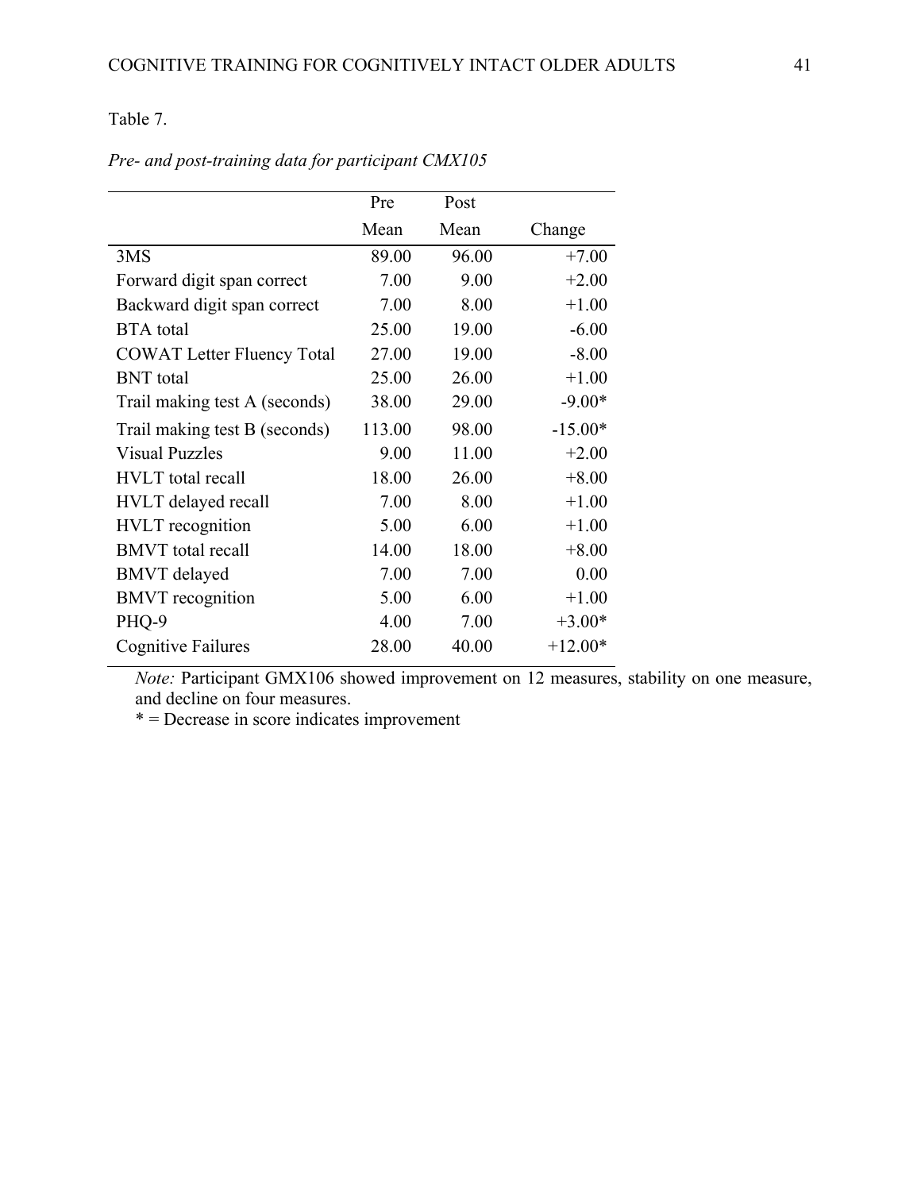Table 7.

*Pre- and post-training data for participant CMX105*

| | Pre Mean | Post Mean | Change |
|---|---|---|---|
| 3MS | 89.00 | 96.00 | +7.00 |
| Forward digit span correct | 7.00 | 9.00 | +2.00 |
| Backward digit span correct | 7.00 | 8.00 | +1.00 |
| BTA total | 25.00 | 19.00 | -6.00 |
| COWAT Letter Fluency Total | 27.00 | 19.00 | -8.00 |
| BNT total | 25.00 | 26.00 | +1.00 |
| Trail making test A (seconds) | 38.00 | 29.00 | -9.00* |
| Trail making test B (seconds) | 113.00 | 98.00 | -15.00* |
| Visual Puzzles | 9.00 | 11.00 | +2.00 |
| HVLT total recall | 18.00 | 26.00 | +8.00 |
| HVLT delayed recall | 7.00 | 8.00 | +1.00 |
| HVLT recognition | 5.00 | 6.00 | +1.00 |
| BMVT total recall | 14.00 | 18.00 | +8.00 |
| BMVT delayed | 7.00 | 7.00 | 0.00 |
| BMVT recognition | 5.00 | 6.00 | +1.00 |
| PHQ-9 | 4.00 | 7.00 | +3.00* |
| Cognitive Failures | 28.00 | 40.00 | +12.00* |

*Note:* Participant GMX106 showed improvement on 12 measures, stability on one measure, and decline on four measures.

* = Decrease in score indicates improvement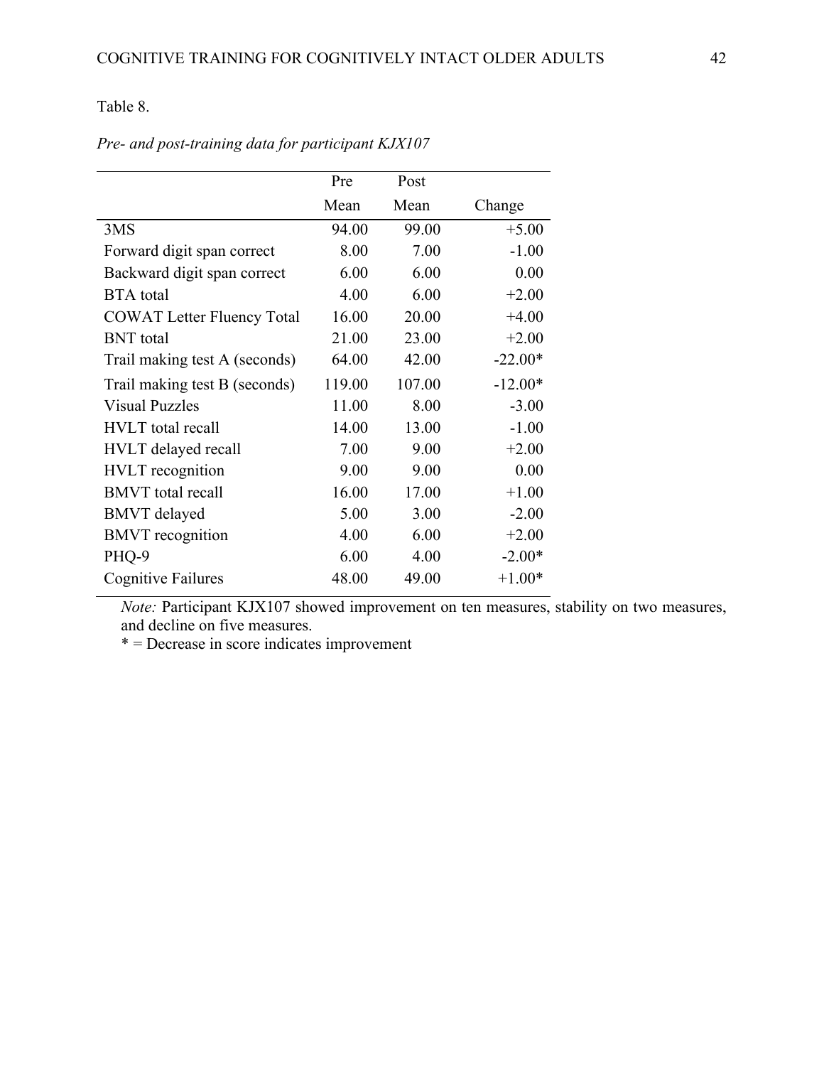Table 8.

*Pre- and post-training data for participant KJX107*

| | Pre Mean | Post Mean | Change |
|---|---|---|---|
| 3MS | 94.00 | 99.00 | +5.00 |
| Forward digit span correct | 8.00 | 7.00 | -1.00 |
| Backward digit span correct | 6.00 | 6.00 | 0.00 |
| BTA total | 4.00 | 6.00 | +2.00 |
| COWAT Letter Fluency Total | 16.00 | 20.00 | +4.00 |
| BNT total | 21.00 | 23.00 | +2.00 |
| Trail making test A (seconds) | 64.00 | 42.00 | -22.00* |
| Trail making test B (seconds) | 119.00 | 107.00 | -12.00* |
| Visual Puzzles | 11.00 | 8.00 | -3.00 |
| HVLT total recall | 14.00 | 13.00 | -1.00 |
| HVLT delayed recall | 7.00 | 9.00 | +2.00 |
| HVLT recognition | 9.00 | 9.00 | 0.00 |
| BMVT total recall | 16.00 | 17.00 | +1.00 |
| BMVT delayed | 5.00 | 3.00 | -2.00 |
| BMVT recognition | 4.00 | 6.00 | +2.00 |
| PHQ-9 | 6.00 | 4.00 | -2.00* |
| Cognitive Failures | 48.00 | 49.00 | +1.00* |

*Note:* Participant KJX107 showed improvement on ten measures, stability on two measures, and decline on five measures.

* = Decrease in score indicates improvement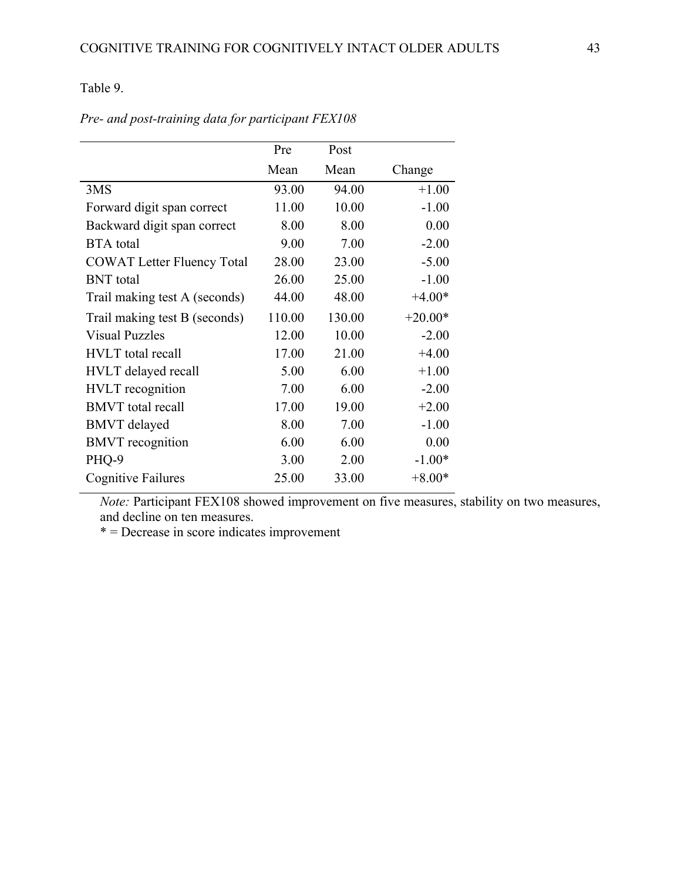Table 9.

*Pre- and post-training data for participant FEX108*

| | Pre Mean | Post Mean | Change |
|---|---|---|---|
| 3MS | 93.00 | 94.00 | +1.00 |
| Forward digit span correct | 11.00 | 10.00 | -1.00 |
| Backward digit span correct | 8.00 | 8.00 | 0.00 |
| BTA total | 9.00 | 7.00 | -2.00 |
| COWAT Letter Fluency Total | 28.00 | 23.00 | -5.00 |
| BNT total | 26.00 | 25.00 | -1.00 |
| Trail making test A (seconds) | 44.00 | 48.00 | +4.00* |
| Trail making test B (seconds) | 110.00 | 130.00 | +20.00* |
| Visual Puzzles | 12.00 | 10.00 | -2.00 |
| HVLT total recall | 17.00 | 21.00 | +4.00 |
| HVLT delayed recall | 5.00 | 6.00 | +1.00 |
| HVLT recognition | 7.00 | 6.00 | -2.00 |
| BMVT total recall | 17.00 | 19.00 | +2.00 |
| BMVT delayed | 8.00 | 7.00 | -1.00 |
| BMVT recognition | 6.00 | 6.00 | 0.00 |
| PHQ-9 | 3.00 | 2.00 | -1.00* |
| Cognitive Failures | 25.00 | 33.00 | +8.00* |

*Note:* Participant FEX108 showed improvement on five measures, stability on two measures, and decline on ten measures.

* = Decrease in score indicates improvement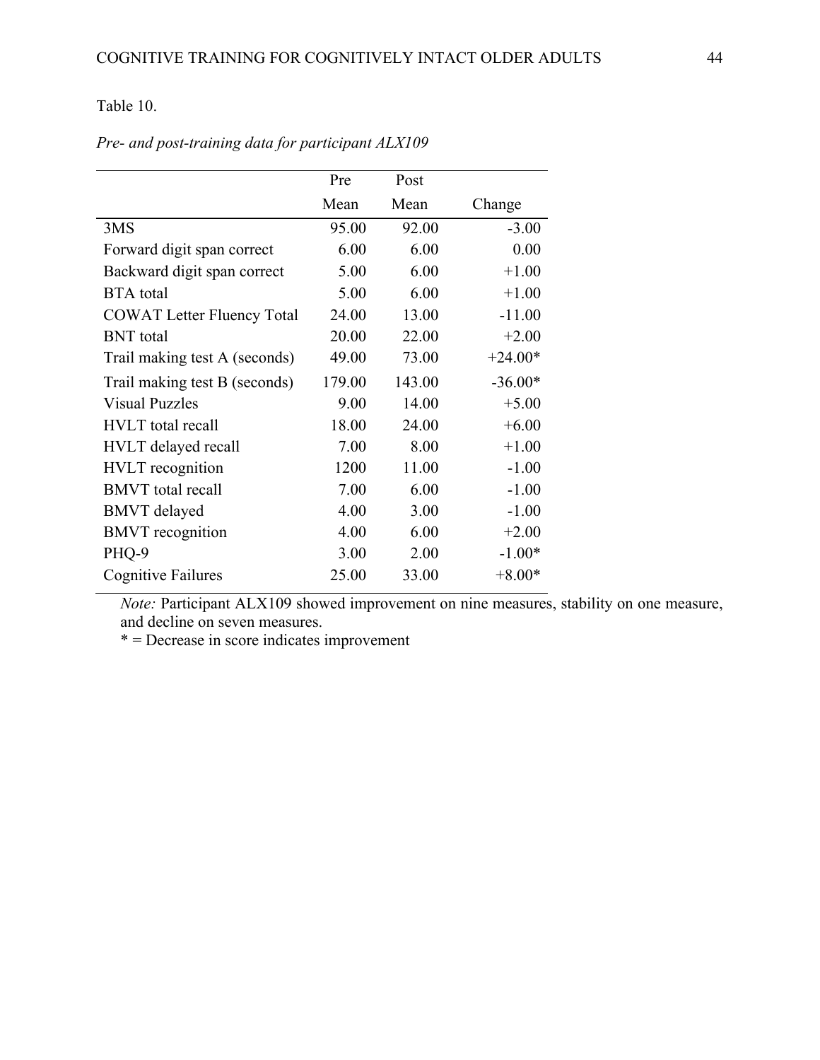Table 10.

*Pre- and post-training data for participant ALX109*

| | Pre Mean | Post Mean | Change |
|---|---|---|---|
| 3MS | 95.00 | 92.00 | -3.00 |
| Forward digit span correct | 6.00 | 6.00 | 0.00 |
| Backward digit span correct | 5.00 | 6.00 | +1.00 |
| BTA total | 5.00 | 6.00 | +1.00 |
| COWAT Letter Fluency Total | 24.00 | 13.00 | -11.00 |
| BNT total | 20.00 | 22.00 | +2.00 |
| Trail making test A (seconds) | 49.00 | 73.00 | +24.00* |
| Trail making test B (seconds) | 179.00 | 143.00 | -36.00* |
| Visual Puzzles | 9.00 | 14.00 | +5.00 |
| HVLT total recall | 18.00 | 24.00 | +6.00 |
| HVLT delayed recall | 7.00 | 8.00 | +1.00 |
| HVLT recognition | 1200 | 11.00 | -1.00 |
| BMVT total recall | 7.00 | 6.00 | -1.00 |
| BMVT delayed | 4.00 | 3.00 | -1.00 |
| BMVT recognition | 4.00 | 6.00 | +2.00 |
| PHQ-9 | 3.00 | 2.00 | -1.00* |
| Cognitive Failures | 25.00 | 33.00 | +8.00* |

*Note:* Participant ALX109 showed improvement on nine measures, stability on one measure, and decline on seven measures.

* = Decrease in score indicates improvement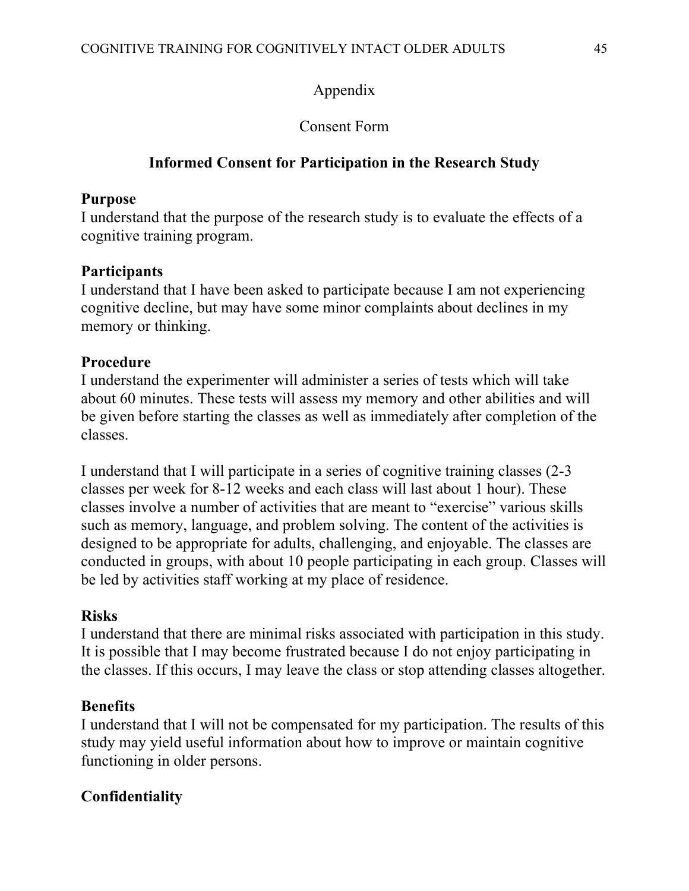Appendix

Consent Form

## Informed Consent for Participation in the Research Study

**Purpose**
I understand that the purpose of the research study is to evaluate the effects of a cognitive training program.

**Participants**
I understand that I have been asked to participate because I am not experiencing cognitive decline, but may have some minor complaints about declines in my memory or thinking.

**Procedure**
I understand the experimenter will administer a series of tests which will take about 60 minutes. These tests will assess my memory and other abilities and will be given before starting the classes as well as immediately after completion of the classes.

I understand that I will participate in a series of cognitive training classes (2-3 classes per week for 8-12 weeks and each class will last about 1 hour). These classes involve a number of activities that are meant to "exercise" various skills such as memory, language, and problem solving. The content of the activities is designed to be appropriate for adults, challenging, and enjoyable. The classes are conducted in groups, with about 10 people participating in each group. Classes will be led by activities staff working at my place of residence.

**Risks**
I understand that there are minimal risks associated with participation in this study. It is possible that I may become frustrated because I do not enjoy participating in the classes. If this occurs, I may leave the class or stop attending classes altogether.

**Benefits**
I understand that I will not be compensated for my participation. The results of this study may yield useful information about how to improve or maintain cognitive functioning in older persons.

**Confidentiality**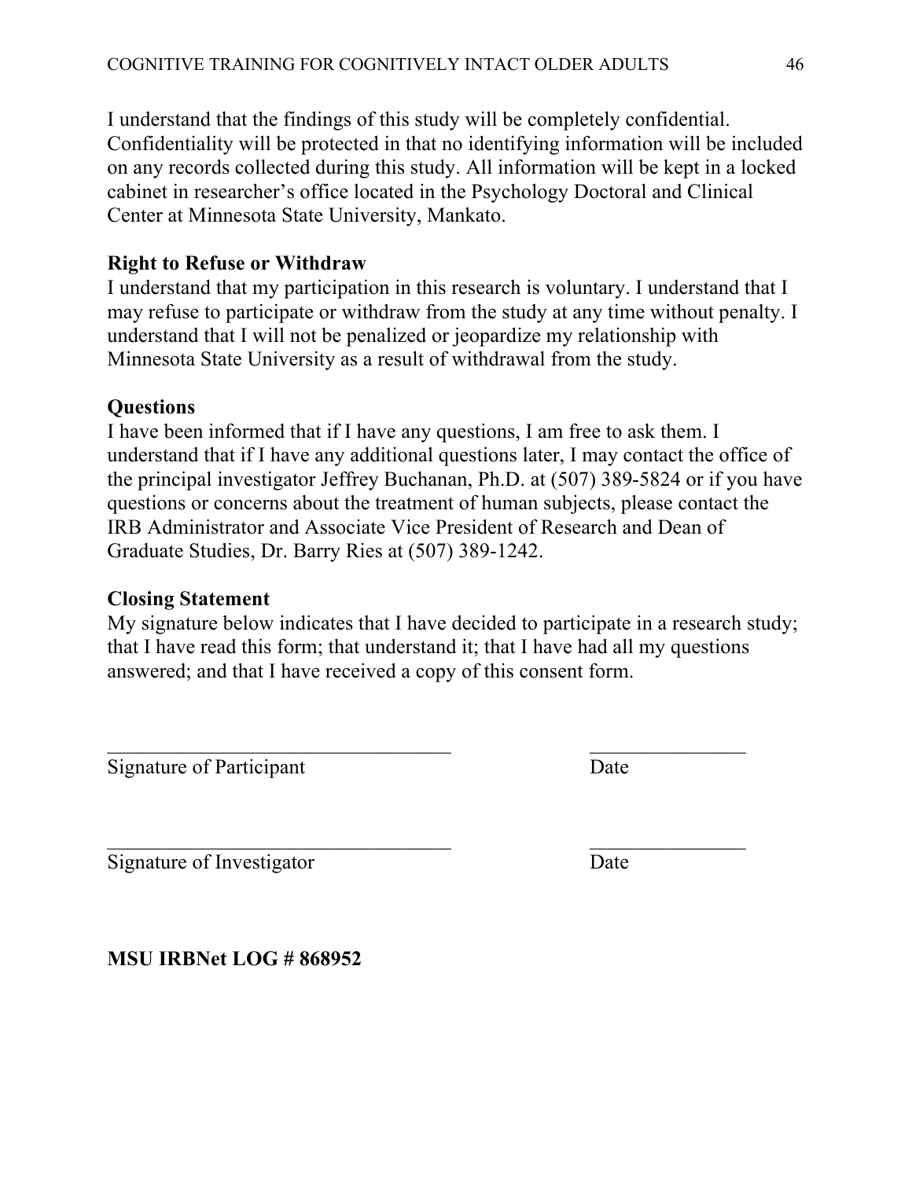I understand that the findings of this study will be completely confidential. Confidentiality will be protected in that no identifying information will be included on any records collected during this study. All information will be kept in a locked cabinet in researcher's office located in the Psychology Doctoral and Clinical Center at Minnesota State University, Mankato.

**Right to Refuse or Withdraw**

I understand that my participation in this research is voluntary. I understand that I may refuse to participate or withdraw from the study at any time without penalty. I understand that I will not be penalized or jeopardize my relationship with Minnesota State University as a result of withdrawal from the study.

**Questions**

I have been informed that if I have any questions, I am free to ask them. I understand that if I have any additional questions later, I may contact the office of the principal investigator Jeffrey Buchanan, Ph.D. at (507) 389-5824 or if you have questions or concerns about the treatment of human subjects, please contact the IRB Administrator and Associate Vice President of Research and Dean of Graduate Studies, Dr. Barry Ries at (507) 389-1242.

**Closing Statement**

My signature below indicates that I have decided to participate in a research study; that I have read this form; that understand it; that I have had all my questions answered; and that I have received a copy of this consent form.

___________________________________ _______________

Signature of Participant Date

___________________________________ _______________

Signature of Investigator Date

**MSU IRBNet LOG # 868952**